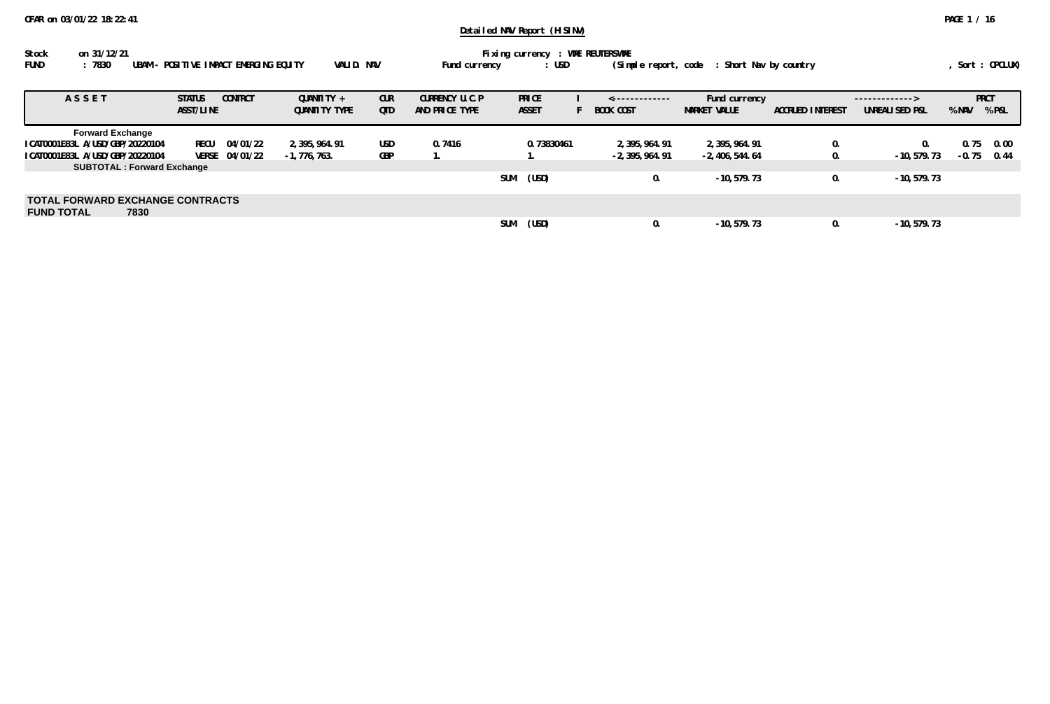OFAR on 03/01/22 18:22:41

# Detailed NAV Report (HISINV)

Stock on 31/12/21 &nbsp;&nbsp;&nbsp; Fixing currency : WME REUTERSWME

FUND : 7830 UBAM - POSITIVE IMPACT EMERGING EQUITY &nbsp;&nbsp; VALID. NAV &nbsp;&nbsp; Fund currency : USD &nbsp;&nbsp; (Simple report, code : Short Nav by country &nbsp;&nbsp; , Sort : OPCLUX)

| ASSET | STATUS ASST/LINE | CONTRCT | QUANTITY + QUANTITY TYPE | CUR QTD | CURRENCY U.C.P AND PRICE TYPE | PRICE ASSET | I F | <------------- BOOK COST | Fund currency MARKET VALUE | ACCRUED INTEREST | -------------> UNREALISED P&L | PRCT % NAV | % P&L |
|---|---|---|---|---|---|---|---|---|---|---|---|---|---|
| **Forward Exchange** | | | | | | | | | | | | | |
| ICAT0001E83L A/USD/GBP/20220104 | RECU | 04/01/22 | 2,395,964.91 | USD | 0.7416 | 0.73830461 | | 2,395,964.91 | 2,395,964.91 | 0. | 0. | 0.75 | 0.00 |
| ICAT0001E83L A/USD/GBP/20220104 | VERSE | 04/01/22 | -1,776,763. | GBP | 1. | 1. | | -2,395,964.91 | -2,406,544.64 | 0. | -10,579.73 | -0.75 | 0.44 |
| **SUBTOTAL : Forward Exchange** | | | | | | | | | | | | | |
| | | | | | | SUM (USD) | | 0. | -10,579.73 | 0. | -10,579.73 | | |
| **TOTAL FORWARD EXCHANGE CONTRACTS** | | | | | | | | | | | | | |
| **FUND TOTAL 7830** | | | | | | | | | | | | | |
| | | | | | | SUM (USD) | | 0. | -10,579.73 | 0. | -10,579.73 | | |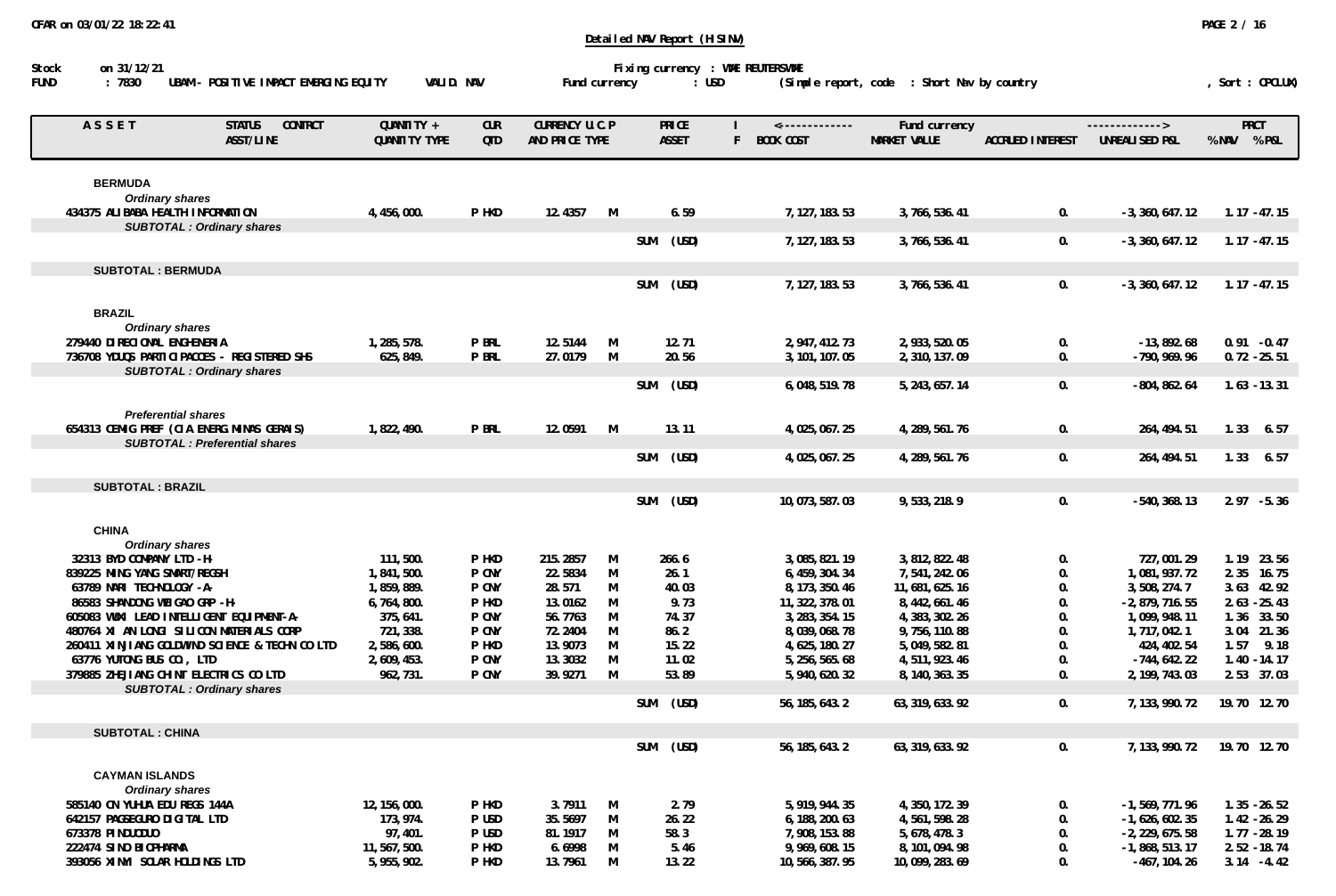Detailed NAV Report (HSINV)

Stock on 31/12/21 — Fixing currency : VME REUTERSVME
FUND : 7830 UBAM - POSITIVE IMPACT EMERGING EQUITY — VALID. NAV — Fund currency : USD — (Simple report, code : Short Nav by country — , Sort : CPCLUX)

| ASSET | STATUS CONTRCT ASST/LINE | QUANTITY + QUANTITY TYPE | CUR QTD | CURRENCY U.C.P AND PRICE TYPE | | PRICE ASSET | I F | BOOK COST | MARKET VALUE | ACCRUED INTEREST | UNREALISED P&L | % NAV | % P&L |
|---|---|---|---|---|---|---|---|---|---|---|---|---|---|
| **BERMUDA** | | | | | | | | | | | | | |
| *Ordinary shares* | | | | | | | | | | | | | |
| 434375 ALIBABA HEALTH INFORMATION | | 4,456,000. | P HKD | 12.4357 | M | 6.59 | | 7,127,183.53 | 3,766,536.41 | 0. | -3,360,647.12 | 1.17 | -47.15 |
| *SUBTOTAL : Ordinary shares* | | | | | | SUM (USD) | | 7,127,183.53 | 3,766,536.41 | 0. | -3,360,647.12 | 1.17 | -47.15 |
| **SUBTOTAL : BERMUDA** | | | | | | SUM (USD) | | 7,127,183.53 | 3,766,536.41 | 0. | -3,360,647.12 | 1.17 | -47.15 |
| **BRAZIL** | | | | | | | | | | | | | |
| *Ordinary shares* | | | | | | | | | | | | | |
| 279440 DIRECIONAL ENGHENERIA | | 1,285,578. | P BRL | 12.5144 | M | 12.71 | | 2,947,412.73 | 2,933,520.05 | 0. | -13,892.68 | 0.91 | -0.47 |
| 736708 YDUQS PARTICIPACOES - REGISTERED SHS | | 625,849. | P BRL | 27.0179 | M | 20.56 | | 3,101,107.05 | 2,310,137.09 | 0. | -790,969.96 | 0.72 | -25.51 |
| *SUBTOTAL : Ordinary shares* | | | | | | SUM (USD) | | 6,048,519.78 | 5,243,657.14 | 0. | -804,862.64 | 1.63 | -13.31 |
| *Preferential shares* | | | | | | | | | | | | | |
| 654313 CEMIG PREF (CIA ENERG.MINAS GERAIS) | | 1,822,490. | P BRL | 12.0591 | M | 13.11 | | 4,025,067.25 | 4,289,561.76 | 0. | 264,494.51 | 1.33 | 6.57 |
| *SUBTOTAL : Preferential shares* | | | | | | SUM (USD) | | 4,025,067.25 | 4,289,561.76 | 0. | 264,494.51 | 1.33 | 6.57 |
| **SUBTOTAL : BRAZIL** | | | | | | SUM (USD) | | 10,073,587.03 | 9,533,218.9 | 0. | -540,368.13 | 2.97 | -5.36 |
| **CHINA** | | | | | | | | | | | | | |
| *Ordinary shares* | | | | | | | | | | | | | |
| 32313 BYD COMPANY LTD -H- | | 111,500. | P HKD | 215.2857 | M | 266.6 | | 3,085,821.19 | 3,812,822.48 | 0. | 727,001.29 | 1.19 | 23.56 |
| 839225 MING YANG SMART/REGSH | | 1,841,500. | P CNY | 22.5834 | M | 26.1 | | 6,459,304.34 | 7,541,242.06 | 0. | 1,081,937.72 | 2.35 | 16.75 |
| 63789 NARI TECHNOLOGY -A- | | 1,859,889. | P CNY | 28.571 | M | 40.03 | | 8,173,350.46 | 11,681,625.16 | 0. | 3,508,274.7 | 3.63 | 42.92 |
| 86583 SHANDONG WEIGAO GRP -H- | | 6,764,800. | P HKD | 13.0162 | M | 9.73 | | 11,322,378.01 | 8,442,661.46 | 0. | -2,879,716.55 | 2.63 | -25.43 |
| 605083 WUXI LEAD INTELLIGENT EQUIPMENT-A- | | 375,641. | P CNY | 56.7763 | M | 74.37 | | 3,283,354.15 | 4,383,302.26 | 0. | 1,099,948.11 | 1.36 | 33.50 |
| 480764 XI AN LONGI SILICON MATERIALS CORP | | 721,338. | P CNY | 72.2404 | M | 86.2 | | 8,039,068.78 | 9,756,110.88 | 0. | 1,717,042.1 | 3.04 | 21.36 |
| 260411 XINJIANG GOLDWIND SCIENCE & TECHN CO LTD | | 2,586,600. | P HKD | 13.9073 | M | 15.22 | | 4,625,180.27 | 5,049,582.81 | 0. | 424,402.54 | 1.57 | 9.18 |
| 63776 YUTONG BUS CO., LTD | | 2,609,453. | P CNY | 13.3032 | M | 11.02 | | 5,256,565.68 | 4,511,923.46 | 0. | -744,642.22 | 1.40 | -14.17 |
| 379885 ZHEJIANG CHINT ELECTRICS CO LTD | | 962,731. | P CNY | 39.9271 | M | 53.89 | | 5,940,620.32 | 8,140,363.35 | 0. | 2,199,743.03 | 2.53 | 37.03 |
| *SUBTOTAL : Ordinary shares* | | | | | | SUM (USD) | | 56,185,643.2 | 63,319,633.92 | 0. | 7,133,990.72 | 19.70 | 12.70 |
| **SUBTOTAL : CHINA** | | | | | | SUM (USD) | | 56,185,643.2 | 63,319,633.92 | 0. | 7,133,990.72 | 19.70 | 12.70 |
| **CAYMAN ISLANDS** | | | | | | | | | | | | | |
| *Ordinary shares* | | | | | | | | | | | | | |
| 585140 CN YUHUA EDU REGS 144A | | 12,156,000. | P HKD | 3.7911 | M | 2.79 | | 5,919,944.35 | 4,350,172.39 | 0. | -1,569,771.96 | 1.35 | -26.52 |
| 642157 PAGSEGURO DIGITAL LTD | | 173,974. | P USD | 35.5697 | M | 26.22 | | 6,188,200.63 | 4,561,598.28 | 0. | -1,626,602.35 | 1.42 | -26.29 |
| 673378 PINDUODUO | | 97,401. | P USD | 81.1917 | M | 58.3 | | 7,908,153.88 | 5,678,478.3 | 0. | -2,229,675.58 | 1.77 | -28.19 |
| 222474 SINO BIOPHARMA | | 11,567,500. | P HKD | 6.6998 | M | 5.46 | | 9,969,608.15 | 8,101,094.98 | 0. | -1,868,513.17 | 2.52 | -18.74 |
| 393056 XINYI SOLAR HOLDINGS LTD | | 5,955,902. | P HKD | 13.7961 | M | 13.22 | | 10,566,387.95 | 10,099,283.69 | 0. | -467,104.26 | 3.14 | -4.42 |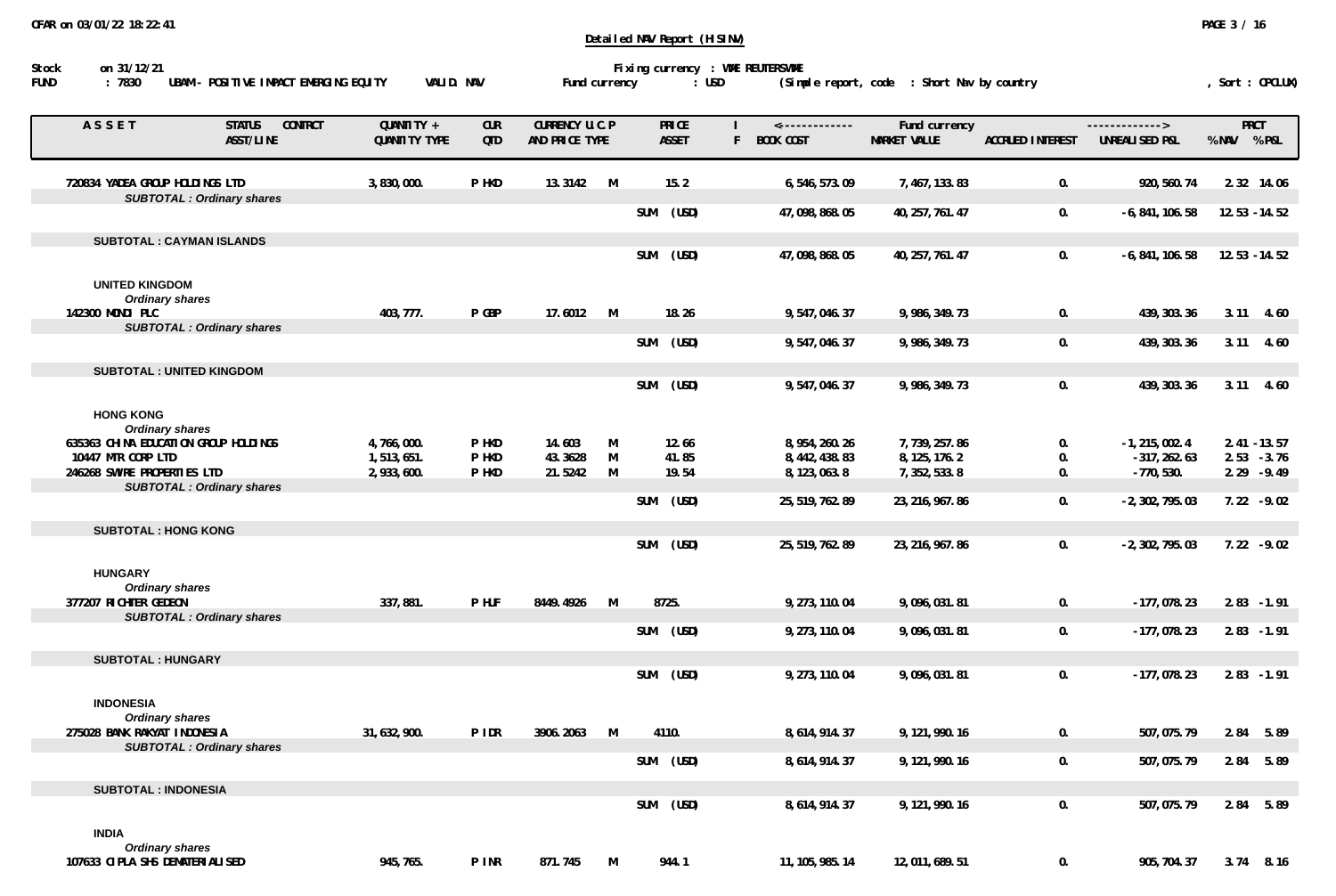**Detailed NAV Report (HSINV)**

Stock on 31/12/21 — Fixing currency : VME REUTERSVME
FUND : 7830 UBAM - POSITIVE IMPACT EMERGING EQUITY — VALID. NAV — Fund currency : USD — (Simple report, code : Short Nav by country — , Sort : OPCLUX)

| ASSET | STATUS CONTRCT ASST/LINE | QUANTITY + QUANTITY TYPE | CUR QTD | CURRENCY U.C.P AND PRICE TYPE | | PRICE ASSET | I F | BOOK COST | MARKET VALUE | ACCRUED INTEREST | UNREALISED P&L | % NAV | % P&L |
|---|---|---|---|---|---|---|---|---|---|---|---|---|---|
| 720834 YADEA GROUP HOLDINGS LTD | | 3,830,000. | P HKD | 13.3142 | M | 15.2 | | 6,546,573.09 | 7,467,133.83 | 0. | 920,560.74 | 2.32 | 14.06 |
| *SUBTOTAL : Ordinary shares* | | | | | | | | | | | | | |
| | | | | | | SUM (USD) | | 47,098,868.05 | 40,257,761.47 | 0. | -6,841,106.58 | 12.53 | -14.52 |
| **SUBTOTAL : CAYMAN ISLANDS** | | | | | | | | | | | | | |
| | | | | | | SUM (USD) | | 47,098,868.05 | 40,257,761.47 | 0. | -6,841,106.58 | 12.53 | -14.52 |
| **UNITED KINGDOM** | | | | | | | | | | | | | |
| *Ordinary shares* | | | | | | | | | | | | | |
| 142300 MONDI PLC | | 403,777. | P GBP | 17.6012 | M | 18.26 | | 9,547,046.37 | 9,986,349.73 | 0. | 439,303.36 | 3.11 | 4.60 |
| *SUBTOTAL : Ordinary shares* | | | | | | | | | | | | | |
| | | | | | | SUM (USD) | | 9,547,046.37 | 9,986,349.73 | 0. | 439,303.36 | 3.11 | 4.60 |
| **SUBTOTAL : UNITED KINGDOM** | | | | | | | | | | | | | |
| | | | | | | SUM (USD) | | 9,547,046.37 | 9,986,349.73 | 0. | 439,303.36 | 3.11 | 4.60 |
| **HONG KONG** | | | | | | | | | | | | | |
| *Ordinary shares* | | | | | | | | | | | | | |
| 635363 CHINA EDUCATION GROUP HOLDINGS | | 4,766,000. | P HKD | 14.603 | M | 12.66 | | 8,954,260.26 | 7,739,257.86 | 0. | -1,215,002.4 | 2.41 | -13.57 |
| 10447 MTR CORP LTD | | 1,513,651. | P HKD | 43.3628 | M | 41.85 | | 8,442,438.83 | 8,125,176.2 | 0. | -317,262.63 | 2.53 | -3.76 |
| 246268 SWIRE PROPERTIES LTD | | 2,933,600. | P HKD | 21.5242 | M | 19.54 | | 8,123,063.8 | 7,352,533.8 | 0. | -770,530. | 2.29 | -9.49 |
| *SUBTOTAL : Ordinary shares* | | | | | | | | | | | | | |
| | | | | | | SUM (USD) | | 25,519,762.89 | 23,216,967.86 | 0. | -2,302,795.03 | 7.22 | -9.02 |
| **SUBTOTAL : HONG KONG** | | | | | | | | | | | | | |
| | | | | | | SUM (USD) | | 25,519,762.89 | 23,216,967.86 | 0. | -2,302,795.03 | 7.22 | -9.02 |
| **HUNGARY** | | | | | | | | | | | | | |
| *Ordinary shares* | | | | | | | | | | | | | |
| 377207 RICHTER GEDEON | | 337,881. | P HUF | 8449.4926 | M | 8725. | | 9,273,110.04 | 9,096,031.81 | 0. | -177,078.23 | 2.83 | -1.91 |
| *SUBTOTAL : Ordinary shares* | | | | | | | | | | | | | |
| | | | | | | SUM (USD) | | 9,273,110.04 | 9,096,031.81 | 0. | -177,078.23 | 2.83 | -1.91 |
| **SUBTOTAL : HUNGARY** | | | | | | | | | | | | | |
| | | | | | | SUM (USD) | | 9,273,110.04 | 9,096,031.81 | 0. | -177,078.23 | 2.83 | -1.91 |
| **INDONESIA** | | | | | | | | | | | | | |
| *Ordinary shares* | | | | | | | | | | | | | |
| 275028 BANK RAKYAT INDONESIA | | 31,632,900. | P IDR | 3906.2063 | M | 4110. | | 8,614,914.37 | 9,121,990.16 | 0. | 507,075.79 | 2.84 | 5.89 |
| *SUBTOTAL : Ordinary shares* | | | | | | | | | | | | | |
| | | | | | | SUM (USD) | | 8,614,914.37 | 9,121,990.16 | 0. | 507,075.79 | 2.84 | 5.89 |
| **SUBTOTAL : INDONESIA** | | | | | | | | | | | | | |
| | | | | | | SUM (USD) | | 8,614,914.37 | 9,121,990.16 | 0. | 507,075.79 | 2.84 | 5.89 |
| **INDIA** | | | | | | | | | | | | | |
| *Ordinary shares* | | | | | | | | | | | | | |
| 107633 CIPLA SHS DEMATERIALISED | | 945,765. | P INR | 871.745 | M | 944.1 | | 11,105,985.14 | 12,011,689.51 | 0. | 905,704.37 | 3.74 | 8.16 |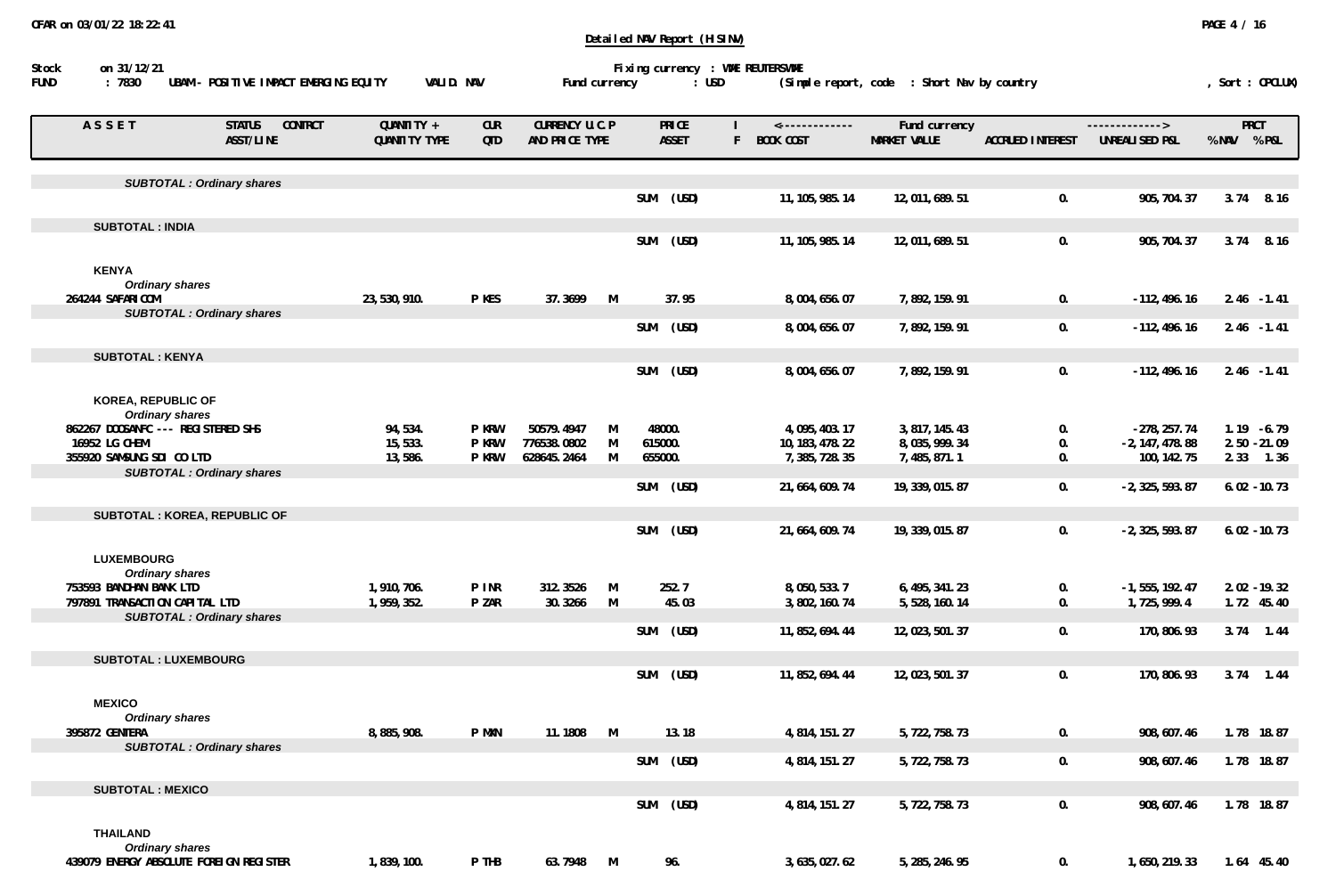# Detailed NAV Report (HISINV)

Stock on 31/12/21 — Fixing currency : VME REUTERSVME

FUND : 7830 UBAM - POSITIVE IMPACT EMERGING EQUITY VALID. NAV — Fund currency : USD (Simple report, code : Short Nav by country , Sort : OPCLUX)

| ASSET | STATUS ASST/LINE | CONTRCT | QUANTITY + QUANTITY TYPE | CUR QTD | CURRENCY U.C.P AND PRICE TYPE | | PRICE ASSET | I F | BOOK COST | MARKET VALUE | ACCRUED INTEREST | UNREALISED P&L | % NAV | % P&L |
|---|---|---|---|---|---|---|---|---|---|---|---|---|---|---|
| *SUBTOTAL : Ordinary shares* | | | | | | | | | | | | | | |
| | | | | | | | SUM (USD) | | 11,105,985.14 | 12,011,689.51 | 0. | 905,704.37 | 3.74 | 8.16 |
| **SUBTOTAL : INDIA** | | | | | | | | | | | | | | |
| | | | | | | | SUM (USD) | | 11,105,985.14 | 12,011,689.51 | 0. | 905,704.37 | 3.74 | 8.16 |
| **KENYA** | | | | | | | | | | | | | | |
| *Ordinary shares* | | | | | | | | | | | | | | |
| 264244 SAFARICOM | | | 23,530,910. | P KES | 37.3699 | M | 37.95 | | 8,004,656.07 | 7,892,159.91 | 0. | -112,496.16 | 2.46 | -1.41 |
| *SUBTOTAL : Ordinary shares* | | | | | | | | | | | | | | |
| | | | | | | | SUM (USD) | | 8,004,656.07 | 7,892,159.91 | 0. | -112,496.16 | 2.46 | -1.41 |
| **SUBTOTAL : KENYA** | | | | | | | | | | | | | | |
| | | | | | | | SUM (USD) | | 8,004,656.07 | 7,892,159.91 | 0. | -112,496.16 | 2.46 | -1.41 |
| **KOREA, REPUBLIC OF** | | | | | | | | | | | | | | |
| *Ordinary shares* | | | | | | | | | | | | | | |
| 862267 DOOSANFC --- REGISTERED SHS | | | 94,534. | P KRW | 50579.4947 | M | 48000. | | 4,095,403.17 | 3,817,145.43 | 0. | -278,257.74 | 1.19 | -6.79 |
| 16952 LG CHEM | | | 15,533. | P KRW | 776538.0802 | M | 615000. | | 10,183,478.22 | 8,035,999.34 | 0. | -2,147,478.88 | 2.50 | -21.09 |
| 355920 SAMSUNG SDI CO LTD | | | 13,586. | P KRW | 628645.2464 | M | 655000. | | 7,385,728.35 | 7,485,871.1 | 0. | 100,142.75 | 2.33 | 1.36 |
| *SUBTOTAL : Ordinary shares* | | | | | | | | | | | | | | |
| | | | | | | | SUM (USD) | | 21,664,609.74 | 19,339,015.87 | 0. | -2,325,593.87 | 6.02 | -10.73 |
| **SUBTOTAL : KOREA, REPUBLIC OF** | | | | | | | | | | | | | | |
| | | | | | | | SUM (USD) | | 21,664,609.74 | 19,339,015.87 | 0. | -2,325,593.87 | 6.02 | -10.73 |
| **LUXEMBOURG** | | | | | | | | | | | | | | |
| *Ordinary shares* | | | | | | | | | | | | | | |
| 753593 BANDHAN BANK LTD | | | 1,910,706. | P INR | 312.3526 | M | 252.7 | | 8,050,533.7 | 6,495,341.23 | 0. | -1,555,192.47 | 2.02 | -19.32 |
| 797891 TRANSACTION CAPITAL LTD | | | 1,959,352. | P ZAR | 30.3266 | M | 45.03 | | 3,802,160.74 | 5,528,160.14 | 0. | 1,725,999.4 | 1.72 | 45.40 |
| *SUBTOTAL : Ordinary shares* | | | | | | | | | | | | | | |
| | | | | | | | SUM (USD) | | 11,852,694.44 | 12,023,501.37 | 0. | 170,806.93 | 3.74 | 1.44 |
| **SUBTOTAL : LUXEMBOURG** | | | | | | | | | | | | | | |
| | | | | | | | SUM (USD) | | 11,852,694.44 | 12,023,501.37 | 0. | 170,806.93 | 3.74 | 1.44 |
| **MEXICO** | | | | | | | | | | | | | | |
| *Ordinary shares* | | | | | | | | | | | | | | |
| 395872 GENTERA | | | 8,885,908. | P MXN | 11.1808 | M | 13.18 | | 4,814,151.27 | 5,722,758.73 | 0. | 908,607.46 | 1.78 | 18.87 |
| *SUBTOTAL : Ordinary shares* | | | | | | | | | | | | | | |
| | | | | | | | SUM (USD) | | 4,814,151.27 | 5,722,758.73 | 0. | 908,607.46 | 1.78 | 18.87 |
| **SUBTOTAL : MEXICO** | | | | | | | | | | | | | | |
| | | | | | | | SUM (USD) | | 4,814,151.27 | 5,722,758.73 | 0. | 908,607.46 | 1.78 | 18.87 |
| **THAILAND** | | | | | | | | | | | | | | |
| *Ordinary shares* | | | | | | | | | | | | | | |
| 439079 ENERGY ABSOLUTE FOREIGN REGISTER | | | 1,839,100. | P THB | 63.7948 | M | 96. | | 3,635,027.62 | 5,285,246.95 | 0. | 1,650,219.33 | 1.64 | 45.40 |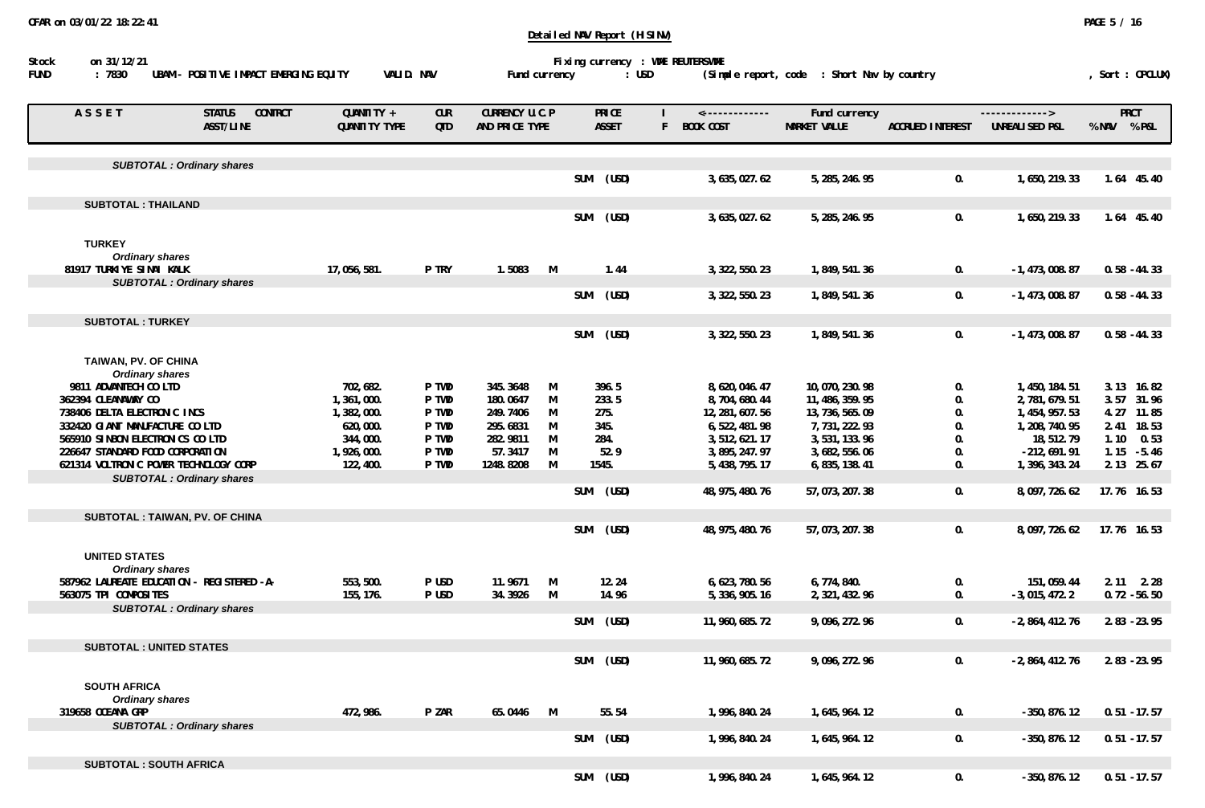**Detailed NAV Report (HISINV)**

Stock on 31/12/21 Fixing currency : VMEREUTERSVME

FUND : 7830 UBAM - POSITIVE IMPACT EMERGING EQUITY VALID. NAV Fund currency : USD (Simple report, code : Short Nav by country , Sort : CPCLUX)

| ASSET | STATUS CONTRCT ASST/LINE | QUANTITY + QUANTITY TYPE | CUR QTD | CURRENCY U.C.P AND PRICE TYPE | | PRICE ASSET | I F | BOOK COST | MARKET VALUE | ACCRUED INTEREST | UNREALISED P&L | % NAV | % P&L |
|---|---|---|---|---|---|---|---|---|---|---|---|---|---|
| *SUBTOTAL : Ordinary shares* | | | | | | | | | | | | | |
| | | | | | | SUM (USD) | | 3,635,027.62 | 5,285,246.95 | 0. | 1,650,219.33 | 1.64 | 45.40 |
| **SUBTOTAL : THAILAND** | | | | | | | | | | | | | |
| | | | | | | SUM (USD) | | 3,635,027.62 | 5,285,246.95 | 0. | 1,650,219.33 | 1.64 | 45.40 |
| **TURKEY** | | | | | | | | | | | | | |
| *Ordinary shares* | | | | | | | | | | | | | |
| 81917 TURKIYE SINAI KALK | | 17,056,581. | P TRY | 1.5083 | M | 1.44 | | 3,322,550.23 | 1,849,541.36 | 0. | -1,473,008.87 | 0.58 | -44.33 |
| *SUBTOTAL : Ordinary shares* | | | | | | | | | | | | | |
| | | | | | | SUM (USD) | | 3,322,550.23 | 1,849,541.36 | 0. | -1,473,008.87 | 0.58 | -44.33 |
| **SUBTOTAL : TURKEY** | | | | | | | | | | | | | |
| | | | | | | SUM (USD) | | 3,322,550.23 | 1,849,541.36 | 0. | -1,473,008.87 | 0.58 | -44.33 |
| **TAIWAN, PV. OF CHINA** | | | | | | | | | | | | | |
| *Ordinary shares* | | | | | | | | | | | | | |
| 9811 ADVANTECH CO LTD | | 702,682. | P TWD | 345.3648 | M | 396.5 | | 8,620,046.47 | 10,070,230.98 | 0. | 1,450,184.51 | 3.13 | 16.82 |
| 362394 CLEANAWAY CO | | 1,361,000. | P TWD | 180.0647 | M | 233.5 | | 8,704,680.44 | 11,486,359.95 | 0. | 2,781,679.51 | 3.57 | 31.96 |
| 738406 DELTA ELECTRONIC INCS | | 1,382,000. | P TWD | 249.7406 | M | 275. | | 12,281,607.56 | 13,736,565.09 | 0. | 1,454,957.53 | 4.27 | 11.85 |
| 332420 GIANT MANUFACTURE CO LTD | | 620,000. | P TWD | 295.6831 | M | 345. | | 6,522,481.98 | 7,731,222.93 | 0. | 1,208,740.95 | 2.41 | 18.53 |
| 565910 SINBON ELECTRONICS CO LTD | | 344,000. | P TWD | 282.9811 | M | 284. | | 3,512,621.17 | 3,531,133.96 | 0. | 18,512.79 | 1.10 | 0.53 |
| 226647 STANDARD FOOD CORPORATION | | 1,926,000. | P TWD | 57.3417 | M | 52.9 | | 3,895,247.97 | 3,682,556.06 | 0. | -212,691.91 | 1.15 | -5.46 |
| 621314 VOLTRONIC POWER TECHNOLOGY CORP | | 122,400. | P TWD | 1248.8208 | M | 1545. | | 5,438,795.17 | 6,835,138.41 | 0. | 1,396,343.24 | 2.13 | 25.67 |
| *SUBTOTAL : Ordinary shares* | | | | | | | | | | | | | |
| | | | | | | SUM (USD) | | 48,975,480.76 | 57,073,207.38 | 0. | 8,097,726.62 | 17.76 | 16.53 |
| **SUBTOTAL : TAIWAN, PV. OF CHINA** | | | | | | | | | | | | | |
| | | | | | | SUM (USD) | | 48,975,480.76 | 57,073,207.38 | 0. | 8,097,726.62 | 17.76 | 16.53 |
| **UNITED STATES** | | | | | | | | | | | | | |
| *Ordinary shares* | | | | | | | | | | | | | |
| 587962 LAUREATE EDUCATION - REGISTERED -A- | | 553,500. | P USD | 11.9671 | M | 12.24 | | 6,623,780.56 | 6,774,840. | 0. | 151,059.44 | 2.11 | 2.28 |
| 563075 TPI COMPOSITES | | 155,176. | P USD | 34.3926 | M | 14.96 | | 5,336,905.16 | 2,321,432.96 | 0. | -3,015,472.2 | 0.72 | -56.50 |
| *SUBTOTAL : Ordinary shares* | | | | | | | | | | | | | |
| | | | | | | SUM (USD) | | 11,960,685.72 | 9,096,272.96 | 0. | -2,864,412.76 | 2.83 | -23.95 |
| **SUBTOTAL : UNITED STATES** | | | | | | | | | | | | | |
| | | | | | | SUM (USD) | | 11,960,685.72 | 9,096,272.96 | 0. | -2,864,412.76 | 2.83 | -23.95 |
| **SOUTH AFRICA** | | | | | | | | | | | | | |
| *Ordinary shares* | | | | | | | | | | | | | |
| 319658 OCEANA GRP | | 472,986. | P ZAR | 65.0446 | M | 55.54 | | 1,996,840.24 | 1,645,964.12 | 0. | -350,876.12 | 0.51 | -17.57 |
| *SUBTOTAL : Ordinary shares* | | | | | | | | | | | | | |
| | | | | | | SUM (USD) | | 1,996,840.24 | 1,645,964.12 | 0. | -350,876.12 | 0.51 | -17.57 |
| **SUBTOTAL : SOUTH AFRICA** | | | | | | | | | | | | | |
| | | | | | | SUM (USD) | | 1,996,840.24 | 1,645,964.12 | 0. | -350,876.12 | 0.51 | -17.57 |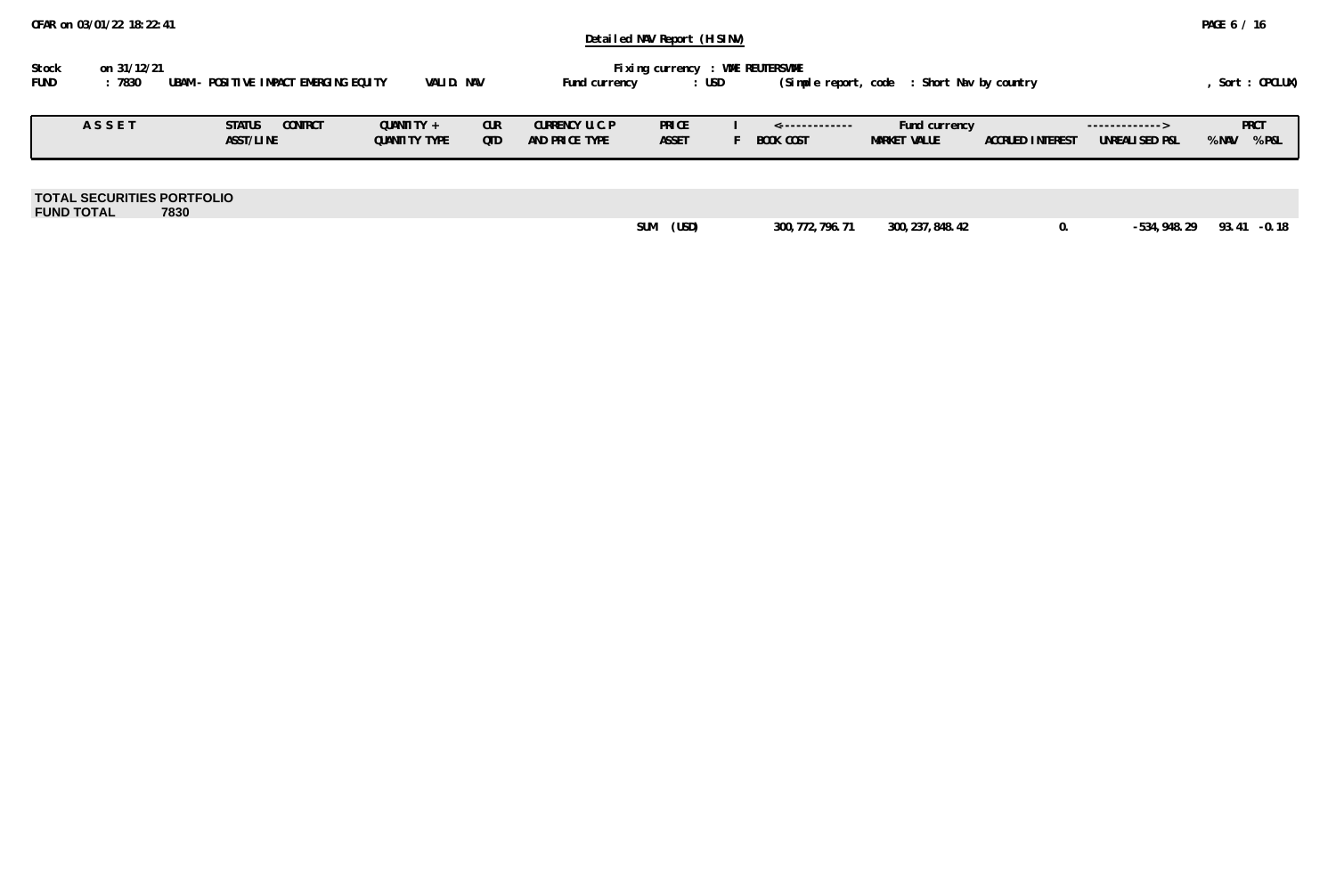Stock on 31/12/21 Fixing currency : VME REUTERSVME

FUND : 7830 UBAM - POSITIVE IMPACT EMERGING EQUITY VALID. NAV Fund currency : USD (Simple report, code : Short Nav by country , Sort : CPCLUX)

| ASSET | STATUS | CONTRCT | QUANTITY + | CUR | CURRENCY U.C.P | PRICE | I | <------------- | Fund currency | | -------------> | PRCT | |
|---|---|---|---|---|---|---|---|---|---|---|---|---|---|
| | ASST/LINE | | QUANTITY TYPE | QTD | AND PRICE TYPE | ASSET | F | BOOK COST | MARKET VALUE | ACCRUED INTEREST | UNREALISED P&L | % NAV | % P&L |
| **TOTAL SECURITIES PORTFOLIO** | | | | | | | | | | | | | |
| **FUND TOTAL 7830** | | | | | | | | | | | | | |
| | | | | | | SUM (USD) | | 300,772,796.71 | 300,237,848.42 | 0. | -534,948.29 | 93.41 | -0.18 |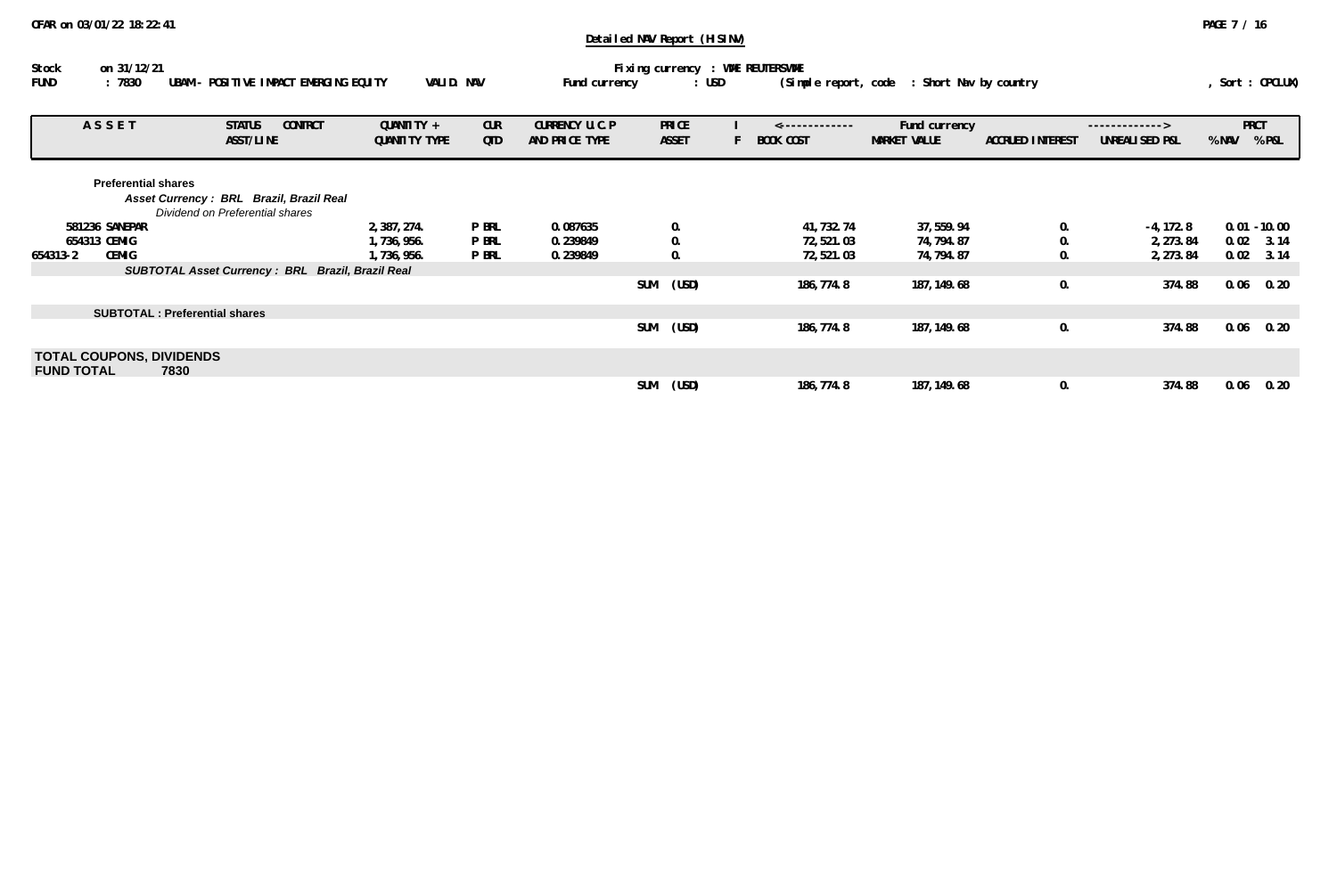**Detailed NAV Report (HISINV)**

Stock on 31/12/21 — Fixing currency : VME REUTERSVME

FUND : 7830 UBAM - POSITIVE IMPACT EMERGING EQUITY — VALID. NAV — Fund currency : USD — (Simple report, code : Short Nav by country — , Sort : CPCLUX)

| ASSET | STATUS / ASST/LINE | CONTRCT | QUANTITY + QUANTITY TYPE | CUR QTD | CURRENCY U.C.P AND PRICE TYPE | PRICE ASSET | I F | BOOK COST | MARKET VALUE | ACCRUED INTEREST | UNREALISED P&L | % NAV | % P&L |
|---|---|---|---|---|---|---|---|---|---|---|---|---|---|
| **Preferential shares** | | | | | | | | | | | | | |
| *Asset Currency : BRL Brazil, Brazil Real* | | | | | | | | | | | | | |
| *Dividend on Preferential shares* | | | | | | | | | | | | | |
| 581236 SANEPAR | | | 2,387,274. | P BRL | 0.087635 | 0. | | 41,732.74 | 37,559.94 | 0. | -4,172.8 | 0.01 | -10.00 |
| 654313 CEMIG | | | 1,736,956. | P BRL | 0.239849 | 0. | | 72,521.03 | 74,794.87 | 0. | 2,273.84 | 0.02 | 3.14 |
| 654313-2 CEMIG | | | 1,736,956. | P BRL | 0.239849 | 0. | | 72,521.03 | 74,794.87 | 0. | 2,273.84 | 0.02 | 3.14 |
| *SUBTOTAL Asset Currency : BRL Brazil, Brazil Real* | | | | | | SUM (USD) | | 186,774.8 | 187,149.68 | 0. | 374.88 | 0.06 | 0.20 |
| **SUBTOTAL : Preferential shares** | | | | | | SUM (USD) | | 186,774.8 | 187,149.68 | 0. | 374.88 | 0.06 | 0.20 |
| **TOTAL COUPONS, DIVIDENDS** | | | | | | | | | | | | | |
| **FUND TOTAL 7830** | | | | | | SUM (USD) | | 186,774.8 | 187,149.68 | 0. | 374.88 | 0.06 | 0.20 |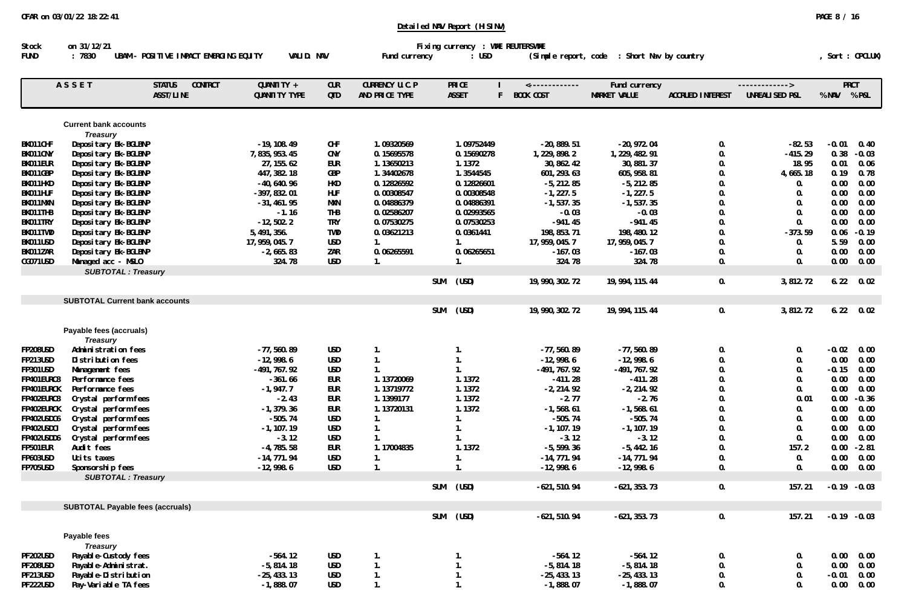**Detailed NAV Report (HISINV)**

Stock on 31/12/21 | Fixing currency : VME REUTERSVME
FUND : 7830 UBAM - POSITIVE IMPACT EMERGING EQUITY VALID. NAV | Fund currency : USD | (Simple report, code : Short Nav by country | , Sort : CPCLUX)

| ASSET | | STATUS ASST/LINE | CONTRCT | QUANTITY + QUANTITY TYPE | CUR QTD | CURRENCY U.C.P AND PRICE TYPE | PRICE ASSET | I F | BOOK COST | MARKET VALUE | ACCRUED INTEREST | UNREALISED P&L | % NAV | % P&L |
|---|---|---|---|---|---|---|---|---|---|---|---|---|---|---|
| | **Current bank accounts** | | | | | | | | | | | | | |
| | *Treasury* | | | | | | | | | | | | | |
| BK011CHF | Depositary Bk-BGLBNP | | | -19,108.49 | CHF | 1.09320569 | 1.09752449 | | -20,889.51 | -20,972.04 | 0. | -82.53 | -0.01 | 0.40 |
| BK011CNY | Depositary Bk-BGLBNP | | | 7,835,953.45 | CNY | 0.15695578 | 0.15690278 | | 1,229,898.2 | 1,229,482.91 | 0. | -415.29 | 0.38 | -0.03 |
| BK011EUR | Depositary Bk-BGLBNP | | | 27,155.62 | EUR | 1.13650213 | 1.1372 | | 30,862.42 | 30,881.37 | 0. | 18.95 | 0.01 | 0.06 |
| BK011GBP | Depositary Bk-BGLBNP | | | 447,382.18 | GBP | 1.34402678 | 1.3544545 | | 601,293.63 | 605,958.81 | 0. | 4,665.18 | 0.19 | 0.78 |
| BK011HKD | Depositary Bk-BGLBNP | | | -40,640.96 | HKD | 0.12826592 | 0.12826601 | | -5,212.85 | -5,212.85 | 0. | 0. | 0.00 | 0.00 |
| BK011HUF | Depositary Bk-BGLBNP | | | -397,832.01 | HUF | 0.00308547 | 0.00308548 | | -1,227.5 | -1,227.5 | 0. | 0. | 0.00 | 0.00 |
| BK011MXN | Depositary Bk-BGLBNP | | | -31,461.95 | MXN | 0.04886379 | 0.04886391 | | -1,537.35 | -1,537.35 | 0. | 0. | 0.00 | 0.00 |
| BK011THB | Depositary Bk-BGLBNP | | | -1.16 | THB | 0.02586207 | 0.02993565 | | -0.03 | -0.03 | 0. | 0. | 0.00 | 0.00 |
| BK011TRY | Depositary Bk-BGLBNP | | | -12,502.2 | TRY | 0.07530275 | 0.07530253 | | -941.45 | -941.45 | 0. | 0. | 0.00 | 0.00 |
| BK011TWD | Depositary Bk-BGLBNP | | | 5,491,356. | TWD | 0.03621213 | 0.0361441 | | 198,853.71 | 198,480.12 | 0. | -373.59 | 0.06 | -0.19 |
| BK011USD | Depositary Bk-BGLBNP | | | 17,959,045.7 | USD | 1. | 1. | | 17,959,045.7 | 17,959,045.7 | 0. | 0. | 5.59 | 0.00 |
| BK011ZAR | Depositary Bk-BGLBNP | | | -2,665.83 | ZAR | 0.06265591 | 0.06265651 | | -167.03 | -167.03 | 0. | 0. | 0.00 | 0.00 |
| CC071USD | Managed acc - MSLO | | | 324.78 | USD | 1. | 1. | | 324.78 | 324.78 | 0. | 0. | 0.00 | 0.00 |
| | *SUBTOTAL : Treasury* | | | | | | | | | | | | | |
| | | | | | | | SUM (USD) | | 19,990,302.72 | 19,994,115.44 | 0. | 3,812.72 | 6.22 | 0.02 |
| | **SUBTOTAL Current bank accounts** | | | | | | | | | | | | | |
| | | | | | | | SUM (USD) | | 19,990,302.72 | 19,994,115.44 | 0. | 3,812.72 | 6.22 | 0.02 |
| | **Payable fees (accruals)** | | | | | | | | | | | | | |
| | *Treasury* | | | | | | | | | | | | | |
| FP208USD | Administration fees | | | -77,560.89 | USD | 1. | 1. | | -77,560.89 | -77,560.89 | 0. | 0. | -0.02 | 0.00 |
| FP213USD | Distribution fees | | | -12,998.6 | USD | 1. | 1. | | -12,998.6 | -12,998.6 | 0. | 0. | 0.00 | 0.00 |
| FP301USD | Management fees | | | -491,767.92 | USD | 1. | 1. | | -491,767.92 | -491,767.92 | 0. | 0. | -0.15 | 0.00 |
| FP401EURC8 | Performance fees | | | -361.66 | EUR | 1.13720069 | 1.1372 | | -411.28 | -411.28 | 0. | 0. | 0.00 | 0.00 |
| FP401EURCK | Performance fees | | | -1,947.7 | EUR | 1.13719772 | 1.1372 | | -2,214.92 | -2,214.92 | 0. | 0. | 0.00 | 0.00 |
| FP402EURC8 | Crystal performfees | | | -2.43 | EUR | 1.1399177 | 1.1372 | | -2.77 | -2.76 | 0. | 0.01 | 0.00 | -0.36 |
| FP402EURCK | Crystal performfees | | | -1,379.36 | EUR | 1.13720131 | 1.1372 | | -1,568.61 | -1,568.61 | 0. | 0. | 0.00 | 0.00 |
| FP402USDC6 | Crystal performfees | | | -505.74 | USD | 1. | 1. | | -505.74 | -505.74 | 0. | 0. | 0.00 | 0.00 |
| FP402USDCI | Crystal performfees | | | -1,107.19 | USD | 1. | 1. | | -1,107.19 | -1,107.19 | 0. | 0. | 0.00 | 0.00 |
| FP402USDD6 | Crystal performfees | | | -3.12 | USD | 1. | 1. | | -3.12 | -3.12 | 0. | 0. | 0.00 | 0.00 |
| FP501EUR | Audit fees | | | -4,785.58 | EUR | 1.17004835 | 1.1372 | | -5,599.36 | -5,442.16 | 0. | 157.2 | 0.00 | -2.81 |
| FP603USD | Utits taxes | | | -14,771.94 | USD | 1. | 1. | | -14,771.94 | -14,771.94 | 0. | 0. | 0.00 | 0.00 |
| FP705USD | Sponsorship fees | | | -12,998.6 | USD | 1. | 1. | | -12,998.6 | -12,998.6 | 0. | 0. | 0.00 | 0.00 |
| | *SUBTOTAL : Treasury* | | | | | | | | | | | | | |
| | | | | | | | SUM (USD) | | -621,510.94 | -621,353.73 | 0. | 157.21 | -0.19 | -0.03 |
| | **SUBTOTAL Payable fees (accruals)** | | | | | | | | | | | | | |
| | | | | | | | SUM (USD) | | -621,510.94 | -621,353.73 | 0. | 157.21 | -0.19 | -0.03 |
| | **Payable fees** | | | | | | | | | | | | | |
| | *Treasury* | | | | | | | | | | | | | |
| PF202USD | Payable-Custody fees | | | -564.12 | USD | 1. | 1. | | -564.12 | -564.12 | 0. | 0. | 0.00 | 0.00 |
| PF208USD | Payable-Administrat. | | | -5,814.18 | USD | 1. | 1. | | -5,814.18 | -5,814.18 | 0. | 0. | 0.00 | 0.00 |
| PF213USD | Payable-Distribution | | | -25,433.13 | USD | 1. | 1. | | -25,433.13 | -25,433.13 | 0. | 0. | -0.01 | 0.00 |
| PF222USD | Pay-Variable TA fees | | | -1,888.07 | USD | 1. | 1. | | -1,888.07 | -1,888.07 | 0. | 0. | 0.00 | 0.00 |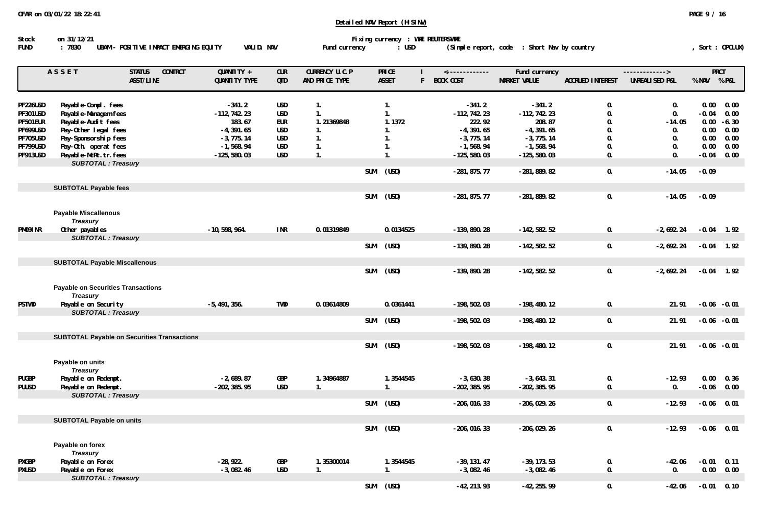**Detailed NAV Report (HISINV)**

Stock on 31/12/21 | Fixing currency : WME REUTERSWME
FUND : 7830 UBAM - POSITIVE IMPACT EMERGING EQUITY VALID. NAV | Fund currency : USD | (Simple report, code : Short Nav by country | , Sort : CPCLUX)

| ASSET | | STATUS ASST/LINE | CONTRCT | QUANTITY + QUANTITY TYPE | CUR QTD | CURRENCY U.C.P AND PRICE TYPE | PRICE ASSET | I F | BOOK COST | MARKET VALUE | ACCRUED INTEREST | UNREALISED P&L | % NAV | % P&L |
|---|---|---|---|---|---|---|---|---|---|---|---|---|---|---|
| PF226USD | Payable-Compl. fees | | | -341.2 | USD | 1. | 1. | | -341.2 | -341.2 | 0. | 0. | 0.00 | 0.00 |
| PF301USD | Payable-Managem fees | | | -112,742.23 | USD | 1. | 1. | | -112,742.23 | -112,742.23 | 0. | 0. | -0.04 | 0.00 |
| PF501EUR | Payable-Audit fees | | | 183.67 | EUR | 1.21369848 | 1.1372 | | 222.92 | 208.87 | 0. | -14.05 | 0.00 | -6.30 |
| PF699USD | Pay-Other legal fees | | | -4,391.65 | USD | 1. | 1. | | -4,391.65 | -4,391.65 | 0. | 0. | 0.00 | 0.00 |
| PF705USD | Pay-Sponsorship fees | | | -3,775.14 | USD | 1. | 1. | | -3,775.14 | -3,775.14 | 0. | 0. | 0.00 | 0.00 |
| PF799USD | Pay-Oth. operat fees | | | -1,568.94 | USD | 1. | 1. | | -1,568.94 | -1,568.94 | 0. | 0. | 0.00 | 0.00 |
| PF913USD | Payable-MtRt.tr.fees | | | -125,580.03 | USD | 1. | 1. | | -125,580.03 | -125,580.03 | 0. | 0. | -0.04 | 0.00 |
| | *SUBTOTAL : Treasury* | | | | | | | | | | | | | |
| | | | | | | | SUM | (USD) | -281,875.77 | -281,889.82 | 0. | -14.05 | -0.09 | |
| | **SUBTOTAL Payable fees** | | | | | | | | | | | | | |
| | | | | | | | SUM | (USD) | -281,875.77 | -281,889.82 | 0. | -14.05 | -0.09 | |
| | **Payable Miscallenous** | | | | | | | | | | | | | |
| | *Treasury* | | | | | | | | | | | | | |
| PM09INR | Other payables | | | -10,598,964. | INR | 0.01319849 | 0.0134525 | | -139,890.28 | -142,582.52 | 0. | -2,692.24 | -0.04 | 1.92 |
| | *SUBTOTAL : Treasury* | | | | | | | | | | | | | |
| | | | | | | | SUM | (USD) | -139,890.28 | -142,582.52 | 0. | -2,692.24 | -0.04 | 1.92 |
| | **SUBTOTAL Payable Miscallenous** | | | | | | | | | | | | | |
| | | | | | | | SUM | (USD) | -139,890.28 | -142,582.52 | 0. | -2,692.24 | -0.04 | 1.92 |
| | **Payable on Securities Transactions** | | | | | | | | | | | | | |
| | *Treasury* | | | | | | | | | | | | | |
| PSTWD | Payable on Security | | | -5,491,356. | TWD | 0.03614809 | 0.0361441 | | -198,502.03 | -198,480.12 | 0. | 21.91 | -0.06 | -0.01 |
| | *SUBTOTAL : Treasury* | | | | | | | | | | | | | |
| | | | | | | | SUM | (USD) | -198,502.03 | -198,480.12 | 0. | 21.91 | -0.06 | -0.01 |
| | **SUBTOTAL Payable on Securities Transactions** | | | | | | | | | | | | | |
| | | | | | | | SUM | (USD) | -198,502.03 | -198,480.12 | 0. | 21.91 | -0.06 | -0.01 |
| | **Payable on units** | | | | | | | | | | | | | |
| | *Treasury* | | | | | | | | | | | | | |
| PUGBP | Payable on Redempt. | | | -2,689.87 | GBP | 1.34964887 | 1.3544545 | | -3,630.38 | -3,643.31 | 0. | -12.93 | 0.00 | 0.36 |
| PUUSD | Payable on Redempt. | | | -202,385.95 | USD | 1. | 1. | | -202,385.95 | -202,385.95 | 0. | 0. | -0.06 | 0.00 |
| | *SUBTOTAL : Treasury* | | | | | | | | | | | | | |
| | | | | | | | SUM | (USD) | -206,016.33 | -206,029.26 | 0. | -12.93 | -0.06 | 0.01 |
| | **SUBTOTAL Payable on units** | | | | | | | | | | | | | |
| | | | | | | | SUM | (USD) | -206,016.33 | -206,029.26 | 0. | -12.93 | -0.06 | 0.01 |
| | **Payable on forex** | | | | | | | | | | | | | |
| | *Treasury* | | | | | | | | | | | | | |
| PXGBP | Payable on Forex | | | -28,922. | GBP | 1.35300014 | 1.3544545 | | -39,131.47 | -39,173.53 | 0. | -42.06 | -0.01 | 0.11 |
| PXUSD | Payable on Forex | | | -3,082.46 | USD | 1. | 1. | | -3,082.46 | -3,082.46 | 0. | 0. | 0.00 | 0.00 |
| | *SUBTOTAL : Treasury* | | | | | | | | | | | | | |
| | | | | | | | SUM | (USD) | -42,213.93 | -42,255.99 | 0. | -42.06 | -0.01 | 0.10 |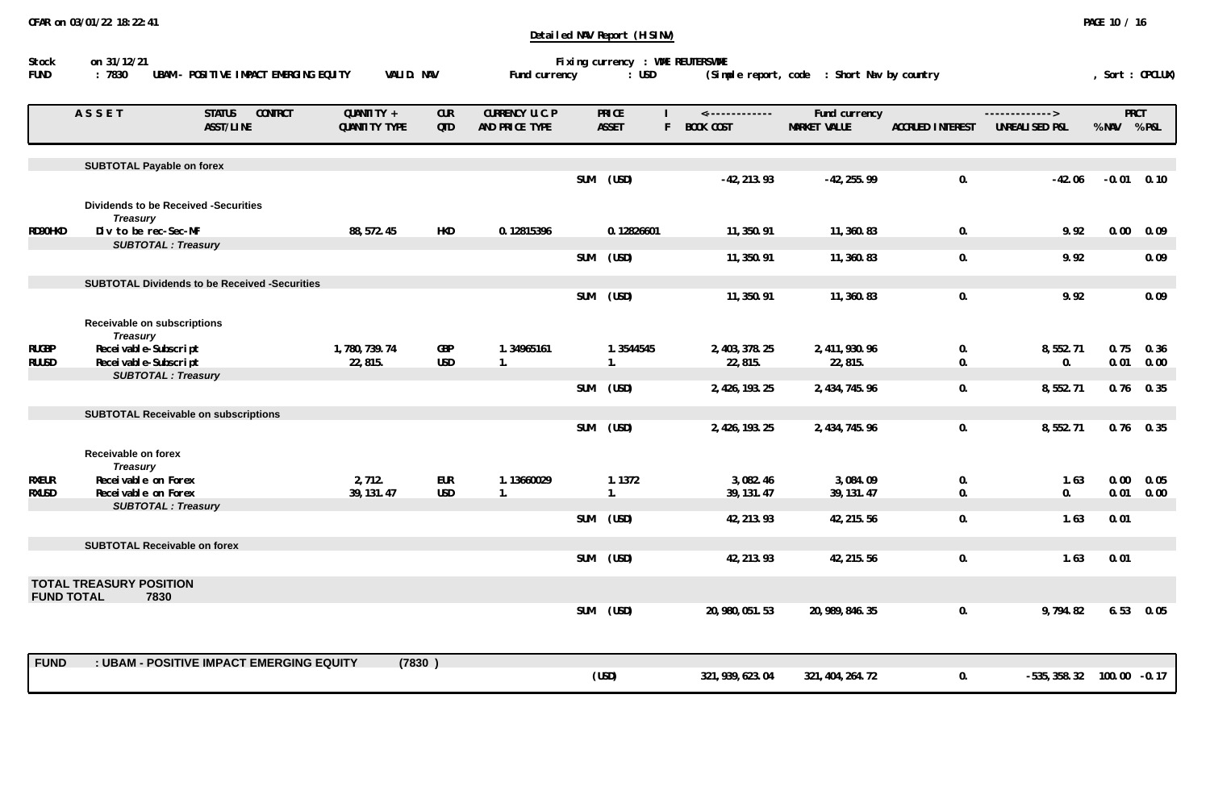**Stock** on 31/12/21 — Detailed NAV Report (HISINV) — Fixing currency : VME REUTERSVME

**FUND** : 7830 UBAM - POSITIVE IMPACT EMERGING EQUITY — VALID. NAV — Fund currency : USD — (Simple report, code : Short Nav by country — , Sort : CPCLUX)

| ASSET | STATUS CONTRCT ASST/LINE | QUANTITY + QUANTITY TYPE | CUR QTD | CURRENCY U.C.P AND PRICE TYPE | PRICE ASSET | I F | BOOK COST | MARKET VALUE | ACCRUED INTEREST | UNREALISED P&L | % NAV | % P&L |
|---|---|---|---|---|---|---|---|---|---|---|---|---|
| | **SUBTOTAL Payable on forex** | | | | | | | | | | | |
| | | | | | SUM (USD) | | -42,213.93 | -42,255.99 | 0. | -42.06 | -0.01 | 0.10 |
| | **Dividends to be Received -Securities** | | | | | | | | | | | |
| | *Treasury* | | | | | | | | | | | |
| RD90HKD | Div to be rec-Sec-MF | 88,572.45 | HKD | 0.12815396 | 0.12826601 | | 11,350.91 | 11,360.83 | 0. | 9.92 | 0.00 | 0.09 |
| | *SUBTOTAL : Treasury* | | | | | | | | | | | |
| | | | | | SUM (USD) | | 11,350.91 | 11,360.83 | 0. | 9.92 | | 0.09 |
| | **SUBTOTAL Dividends to be Received -Securities** | | | | | | | | | | | |
| | | | | | SUM (USD) | | 11,350.91 | 11,360.83 | 0. | 9.92 | | 0.09 |
| | **Receivable on subscriptions** | | | | | | | | | | | |
| | *Treasury* | | | | | | | | | | | |
| RUGBP | Receivable-Subscript | 1,780,739.74 | GBP | 1.34965161 | 1.3544545 | | 2,403,378.25 | 2,411,930.96 | 0. | 8,552.71 | 0.75 | 0.36 |
| RUUSD | Receivable-Subscript | 22,815. | USD | 1. | 1. | | 22,815. | 22,815. | 0. | 0. | 0.01 | 0.00 |
| | *SUBTOTAL : Treasury* | | | | | | | | | | | |
| | | | | | SUM (USD) | | 2,426,193.25 | 2,434,745.96 | 0. | 8,552.71 | 0.76 | 0.35 |
| | **SUBTOTAL Receivable on subscriptions** | | | | | | | | | | | |
| | | | | | SUM (USD) | | 2,426,193.25 | 2,434,745.96 | 0. | 8,552.71 | 0.76 | 0.35 |
| | **Receivable on forex** | | | | | | | | | | | |
| | *Treasury* | | | | | | | | | | | |
| RXEUR | Receivable on Forex | 2,712. | EUR | 1.13660029 | 1.1372 | | 3,082.46 | 3,084.09 | 0. | 1.63 | 0.00 | 0.05 |
| RXUSD | Receivable on Forex | 39,131.47 | USD | 1. | 1. | | 39,131.47 | 39,131.47 | 0. | 0. | 0.01 | 0.00 |
| | *SUBTOTAL : Treasury* | | | | | | | | | | | |
| | | | | | SUM (USD) | | 42,213.93 | 42,215.56 | 0. | 1.63 | 0.01 | |
| | **SUBTOTAL Receivable on forex** | | | | | | | | | | | |
| | | | | | SUM (USD) | | 42,213.93 | 42,215.56 | 0. | 1.63 | 0.01 | |
| **TOTAL TREASURY POSITION** | | | | | | | | | | | | |
| **FUND TOTAL 7830** | | | | | | | | | | | | |
| | | | | | SUM (USD) | | 20,980,051.53 | 20,989,846.35 | 0. | 9,794.82 | 6.53 | 0.05 |

| FUND : UBAM - POSITIVE IMPACT EMERGING EQUITY (7830) | | BOOK COST | MARKET VALUE | ACCRUED INTEREST | UNREALISED P&L | % NAV | % P&L |
|---|---|---|---|---|---|---|---|
| | (USD) | 321,939,623.04 | 321,404,264.72 | 0. | -535,358.32 | 100.00 | -0.17 |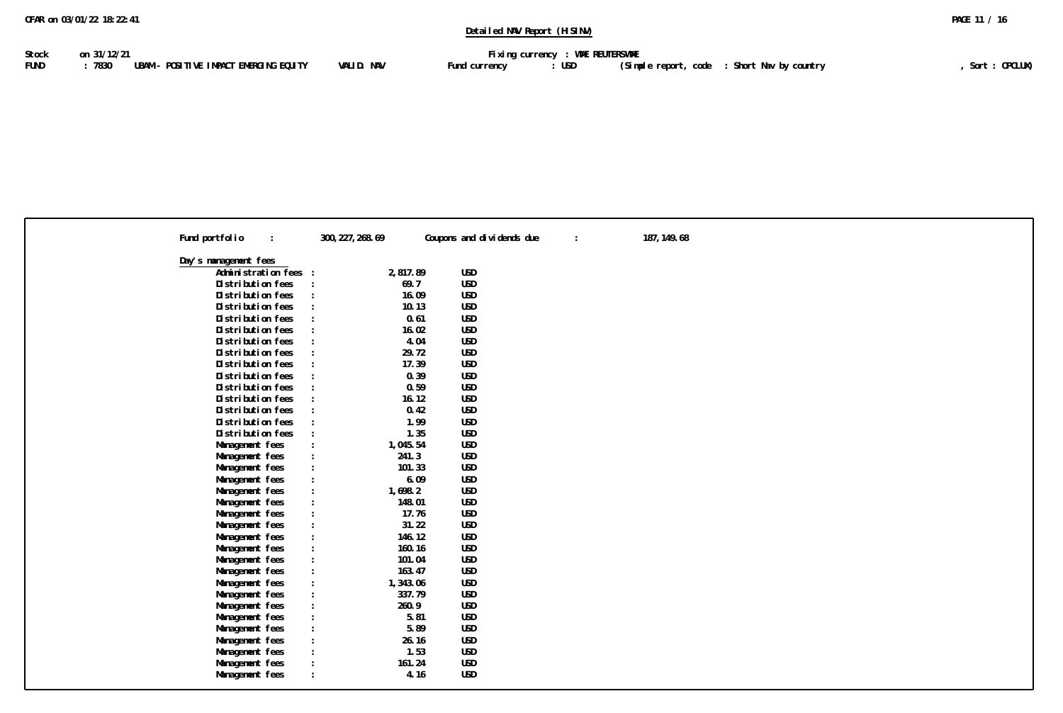**Detailed NAV Report (HISINV)**

Stock on 31/12/21 Fixing currency : VME REUTERSVME

FUND : 7830 UBAM - POSITIVE IMPACT EMERGING EQUITY VALID. NAV Fund currency : USD (Simple report, code : Short Nav by country , Sort : OPCLUX)

Fund portfolio : 300,227,268.69 Coupons and dividends due : 187,149.68

**Day's management fees**

| | | | |
|---|---|---|---|
| Administration fees | : | 2,817.89 | USD |
| Distribution fees | : | 69.7 | USD |
| Distribution fees | : | 16.09 | USD |
| Distribution fees | : | 10.13 | USD |
| Distribution fees | : | 0.61 | USD |
| Distribution fees | : | 16.02 | USD |
| Distribution fees | : | 4.04 | USD |
| Distribution fees | : | 29.72 | USD |
| Distribution fees | : | 17.39 | USD |
| Distribution fees | : | 0.39 | USD |
| Distribution fees | : | 0.59 | USD |
| Distribution fees | : | 16.12 | USD |
| Distribution fees | : | 0.42 | USD |
| Distribution fees | : | 1.99 | USD |
| Distribution fees | : | 1.35 | USD |
| Management fees | : | 1,045.54 | USD |
| Management fees | : | 241.3 | USD |
| Management fees | : | 101.33 | USD |
| Management fees | : | 6.09 | USD |
| Management fees | : | 1,698.2 | USD |
| Management fees | : | 148.01 | USD |
| Management fees | : | 17.76 | USD |
| Management fees | : | 31.22 | USD |
| Management fees | : | 146.12 | USD |
| Management fees | : | 160.16 | USD |
| Management fees | : | 101.04 | USD |
| Management fees | : | 163.47 | USD |
| Management fees | : | 1,343.06 | USD |
| Management fees | : | 337.79 | USD |
| Management fees | : | 260.9 | USD |
| Management fees | : | 5.81 | USD |
| Management fees | : | 5.89 | USD |
| Management fees | : | 26.16 | USD |
| Management fees | : | 1.53 | USD |
| Management fees | : | 161.24 | USD |
| Management fees | : | 4.16 | USD |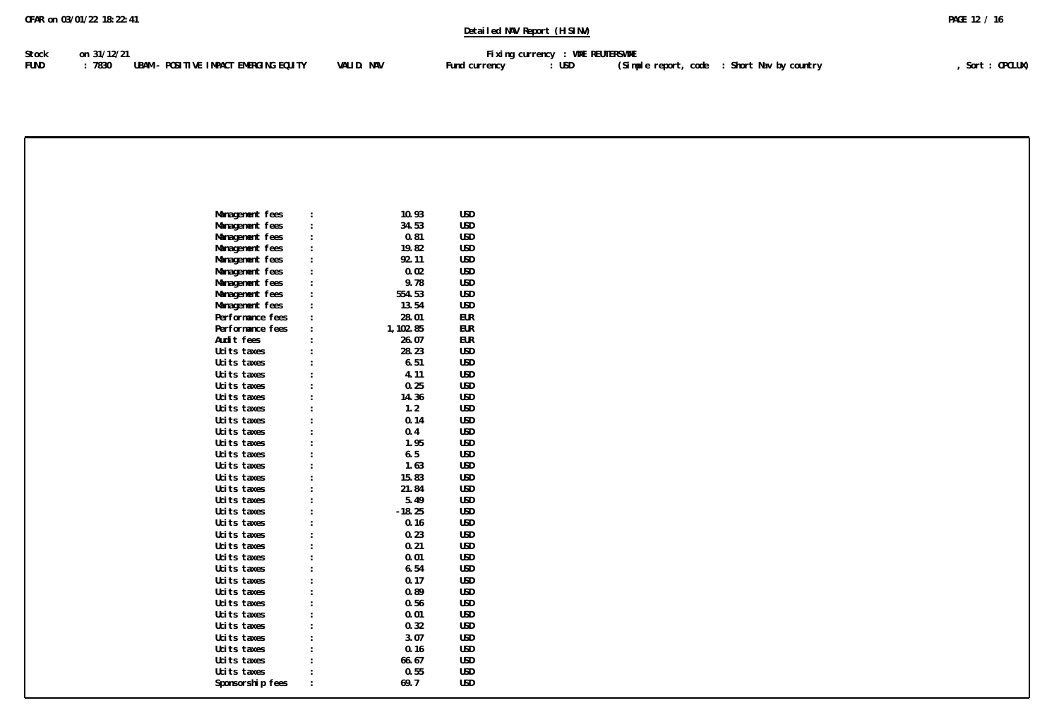CFAR on 03/01/22 18:22:41

**Detailed NAV Report (HISINV)**

Stock on 31/12/21 Fixing currency : VME REUTERSVME
FUND : 7830 UBAM - POSITIVE IMPACT EMERGING EQUITY VALID. NAV Fund currency : USD (Simple report, code : Short Nav by country , Sort : CPCLUX)

| | | | |
|---|---|---|---|
| Management fees | : | 10.93 | USD |
| Management fees | : | 34.53 | USD |
| Management fees | : | 0.81 | USD |
| Management fees | : | 19.82 | USD |
| Management fees | : | 92.11 | USD |
| Management fees | : | 0.02 | USD |
| Management fees | : | 9.78 | USD |
| Management fees | : | 554.53 | USD |
| Management fees | : | 13.54 | USD |
| Performance fees | : | 28.01 | EUR |
| Performance fees | : | 1,102.85 | EUR |
| Audit fees | : | 26.07 | EUR |
| Ucits taxes | : | 28.23 | USD |
| Ucits taxes | : | 6.51 | USD |
| Ucits taxes | : | 4.11 | USD |
| Ucits taxes | : | 0.25 | USD |
| Ucits taxes | : | 14.36 | USD |
| Ucits taxes | : | 1.2 | USD |
| Ucits taxes | : | 0.14 | USD |
| Ucits taxes | : | 0.4 | USD |
| Ucits taxes | : | 1.95 | USD |
| Ucits taxes | : | 6.5 | USD |
| Ucits taxes | : | 1.63 | USD |
| Ucits taxes | : | 15.83 | USD |
| Ucits taxes | : | 21.84 | USD |
| Ucits taxes | : | 5.49 | USD |
| Ucits taxes | : | -18.25 | USD |
| Ucits taxes | : | 0.16 | USD |
| Ucits taxes | : | 0.23 | USD |
| Ucits taxes | : | 0.21 | USD |
| Ucits taxes | : | 0.01 | USD |
| Ucits taxes | : | 6.54 | USD |
| Ucits taxes | : | 0.17 | USD |
| Ucits taxes | : | 0.89 | USD |
| Ucits taxes | : | 0.56 | USD |
| Ucits taxes | : | 0.01 | USD |
| Ucits taxes | : | 0.32 | USD |
| Ucits taxes | : | 3.07 | USD |
| Ucits taxes | : | 0.16 | USD |
| Ucits taxes | : | 66.67 | USD |
| Ucits taxes | : | 0.55 | USD |
| Sponsorship fees | : | 69.7 | USD |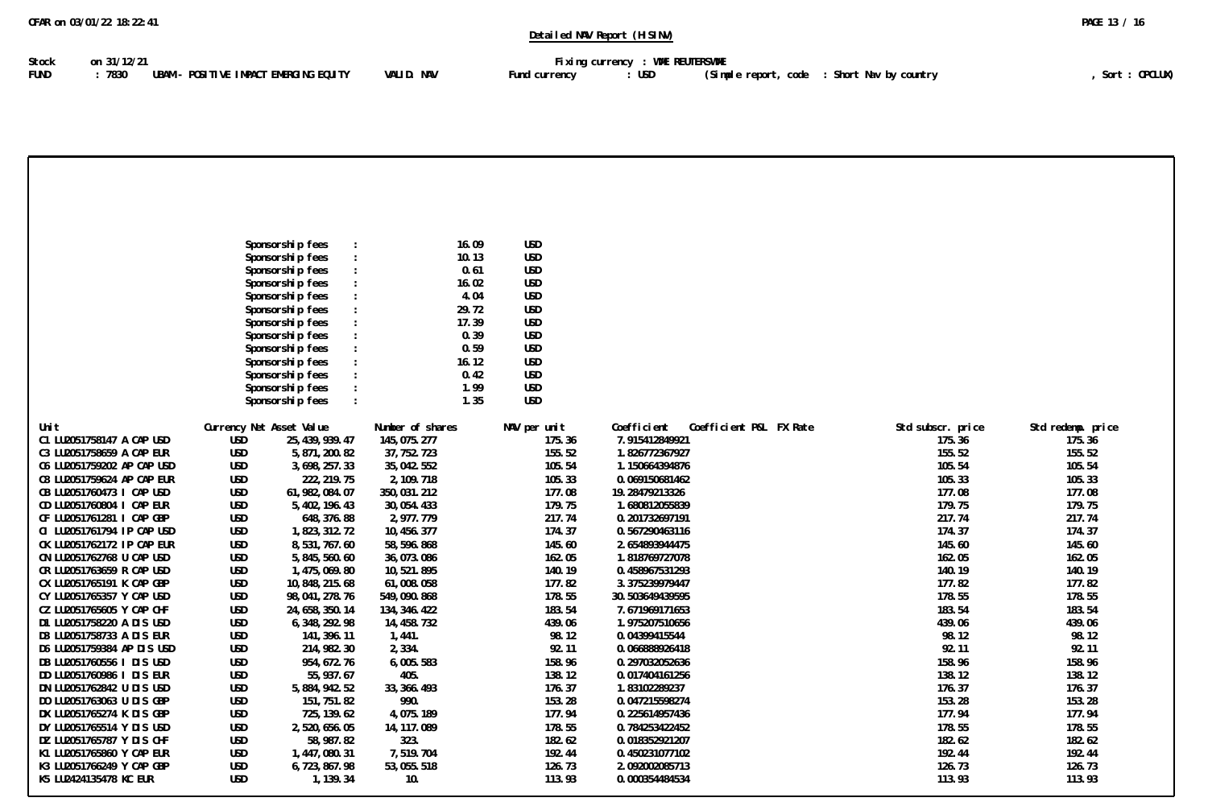Detailed NAV Report (HISINV)

Stock on 31/12/21 Fixing currency : VME REUTERSVME

FUND : 7830 UBAM - POSITIVE IMPACT EMERGING EQUITY VALID. NAV Fund currency : USD (Simple report, code : Short Nav by country , Sort : OPCLUX)

| | | |
|---|---|---|
| Sponsorship fees : | 16.09 | USD |
| Sponsorship fees : | 10.13 | USD |
| Sponsorship fees : | 0.61 | USD |
| Sponsorship fees : | 16.02 | USD |
| Sponsorship fees : | 4.04 | USD |
| Sponsorship fees : | 29.72 | USD |
| Sponsorship fees : | 17.39 | USD |
| Sponsorship fees : | 0.39 | USD |
| Sponsorship fees : | 0.59 | USD |
| Sponsorship fees : | 16.12 | USD |
| Sponsorship fees : | 0.42 | USD |
| Sponsorship fees : | 1.99 | USD |
| Sponsorship fees : | 1.35 | USD |

| Unit | Currency | Net Asset Value | Number of shares | NAV per unit | Coefficient | Coefficient P&L | FX Rate | Std subscr. price | Std redemp. price |
|---|---|---|---|---|---|---|---|---|---|
| C1 LU2051758147 A CAP USD | USD | 25,439,939.47 | 145,075.277 | 175.36 | 7.915412849921 | | | 175.36 | 175.36 |
| C3 LU2051758659 A CAP EUR | USD | 5,871,200.82 | 37,752.723 | 155.52 | 1.826772367927 | | | 155.52 | 155.52 |
| C6 LU2051759202 AP CAP USD | USD | 3,698,257.33 | 35,042.552 | 105.54 | 1.150664394876 | | | 105.54 | 105.54 |
| C8 LU2051759624 AP CAP EUR | USD | 222,219.75 | 2,109.718 | 105.33 | 0.069150681462 | | | 105.33 | 105.33 |
| CB LU2051760473 I CAP USD | USD | 61,982,084.07 | 350,031.212 | 177.08 | 19.28479213326 | | | 177.08 | 177.08 |
| CD LU2051760804 I CAP EUR | USD | 5,402,196.43 | 30,054.433 | 179.75 | 1.680812055839 | | | 179.75 | 179.75 |
| CF LU2051761281 I CAP GBP | USD | 648,376.88 | 2,977.779 | 217.74 | 0.201732697191 | | | 217.74 | 217.74 |
| CI LU2051761794 IP CAP USD | USD | 1,823,312.72 | 10,456.377 | 174.37 | 0.567290463116 | | | 174.37 | 174.37 |
| CK LU2051762172 IP CAP EUR | USD | 8,531,767.60 | 58,596.868 | 145.60 | 2.654893944475 | | | 145.60 | 145.60 |
| CN LU2051762768 U CAP USD | USD | 5,845,560.60 | 36,073.086 | 162.05 | 1.818769727078 | | | 162.05 | 162.05 |
| CR LU2051763659 R CAP USD | USD | 1,475,069.80 | 10,521.895 | 140.19 | 0.458967531293 | | | 140.19 | 140.19 |
| CX LU2051765191 K CAP GBP | USD | 10,848,215.68 | 61,008.058 | 177.82 | 3.375239979447 | | | 177.82 | 177.82 |
| CY LU2051765357 Y CAP USD | USD | 98,041,278.76 | 549,090.868 | 178.55 | 30.503649439595 | | | 178.55 | 178.55 |
| CZ LU2051765605 Y CAP CHF | USD | 24,658,350.14 | 134,346.422 | 183.54 | 7.671969171653 | | | 183.54 | 183.54 |
| D1 LU2051758220 A DIS USD | USD | 6,348,292.98 | 14,458.732 | 439.06 | 1.975207510656 | | | 439.06 | 439.06 |
| D3 LU2051758733 A DIS EUR | USD | 141,396.11 | 1,441. | 98.12 | 0.04399415544 | | | 98.12 | 98.12 |
| D6 LU2051759384 AP DIS USD | USD | 214,982.30 | 2,334. | 92.11 | 0.066888926418 | | | 92.11 | 92.11 |
| DB LU2051760556 I DIS USD | USD | 954,672.76 | 6,005.583 | 158.96 | 0.297032052636 | | | 158.96 | 158.96 |
| DD LU2051760986 I DIS EUR | USD | 55,937.67 | 405. | 138.12 | 0.017404161256 | | | 138.12 | 138.12 |
| DN LU2051762842 U DIS USD | USD | 5,884,942.52 | 33,366.493 | 176.37 | 1.83102289237 | | | 176.37 | 176.37 |
| DO LU2051763063 U DIS GBP | USD | 151,751.82 | 990. | 153.28 | 0.047215598274 | | | 153.28 | 153.28 |
| DX LU2051765274 K DIS GBP | USD | 725,139.62 | 4,075.189 | 177.94 | 0.225614957436 | | | 177.94 | 177.94 |
| DY LU2051765514 Y DIS USD | USD | 2,520,656.05 | 14,117.089 | 178.55 | 0.784253422452 | | | 178.55 | 178.55 |
| DZ LU2051765787 Y DIS CHF | USD | 58,987.82 | 323. | 182.62 | 0.018352921207 | | | 182.62 | 182.62 |
| K1 LU2051765860 Y CAP EUR | USD | 1,447,080.31 | 7,519.704 | 192.44 | 0.450231077102 | | | 192.44 | 192.44 |
| K3 LU2051766249 Y CAP GBP | USD | 6,723,867.98 | 53,055.518 | 126.73 | 2.092002085713 | | | 126.73 | 126.73 |
| K5 LU2424135478 KC EUR | USD | 1,139.34 | 10. | 113.93 | 0.000354484534 | | | 113.93 | 113.93 |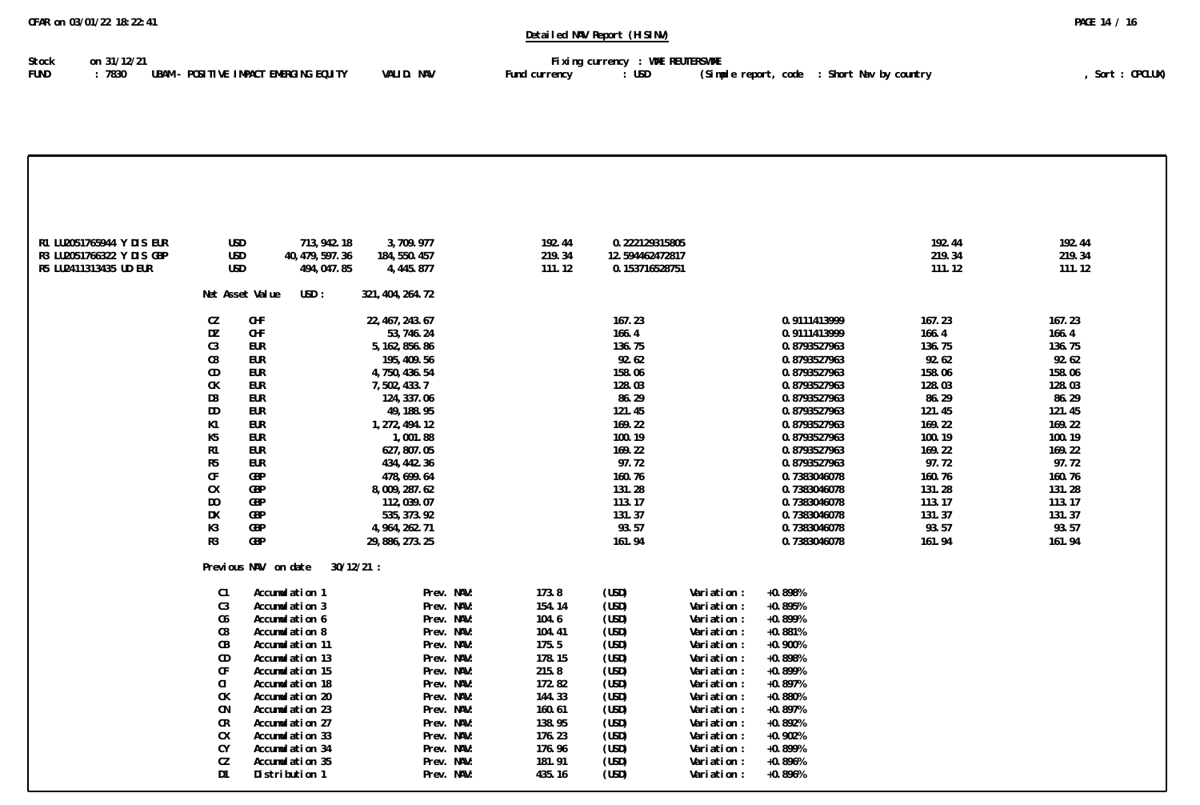CFAR on 03/01/22 18:22:41

## Detailed NAV Report (HISINV)

Stock on 31/12/21 | Fixing currency : VME REUTERSVME
FUND : 7830 UBAM - POSITIVE IMPACT EMERGING EQUITY VALID. NAV | Fund currency : USD (Simple report, code : Short Nav by country , Sort : CPCLUX)

| | | | | | | | | |
|---|---|---|---|---|---|---|---|---|
| R1 LU2051765944 Y DIS EUR | USD | 713,942.18 | 3,709.977 | 192.44 | 0.222129315805 | | 192.44 | 192.44 |
| R3 LU2051766322 Y DIS GBP | USD | 40,479,597.36 | 184,550.457 | 219.34 | 12.594462472817 | | 219.34 | 219.34 |
| R5 LU2411313435 UD EUR | USD | 494,047.85 | 4,445.877 | 111.12 | 0.153716528751 | | 111.12 | 111.12 |

Net Asset Value USD : 321,404,264.72

| | | | | | | |
|---|---|---|---|---|---|---|
| CZ | CHF | 22,467,243.67 | 167.23 | 0.9111413999 | 167.23 | 167.23 |
| DZ | CHF | 53,746.24 | 166.4 | 0.9111413999 | 166.4 | 166.4 |
| C3 | EUR | 5,162,856.86 | 136.75 | 0.8793527963 | 136.75 | 136.75 |
| C8 | EUR | 195,409.56 | 92.62 | 0.8793527963 | 92.62 | 92.62 |
| CD | EUR | 4,750,436.54 | 158.06 | 0.8793527963 | 158.06 | 158.06 |
| CK | EUR | 7,502,433.7 | 128.03 | 0.8793527963 | 128.03 | 128.03 |
| D8 | EUR | 124,337.06 | 86.29 | 0.8793527963 | 86.29 | 86.29 |
| DD | EUR | 49,188.95 | 121.45 | 0.8793527963 | 121.45 | 121.45 |
| K1 | EUR | 1,272,494.12 | 169.22 | 0.8793527963 | 169.22 | 169.22 |
| K5 | EUR | 1,001.88 | 100.19 | 0.8793527963 | 100.19 | 100.19 |
| R1 | EUR | 627,807.05 | 169.22 | 0.8793527963 | 169.22 | 169.22 |
| R5 | EUR | 434,442.36 | 97.72 | 0.8793527963 | 97.72 | 97.72 |
| CF | GBP | 478,699.64 | 160.76 | 0.7383046078 | 160.76 | 160.76 |
| CX | GBP | 8,009,287.62 | 131.28 | 0.7383046078 | 131.28 | 131.28 |
| DO | GBP | 112,039.07 | 113.17 | 0.7383046078 | 113.17 | 113.17 |
| DX | GBP | 535,373.92 | 131.37 | 0.7383046078 | 131.37 | 131.37 |
| K3 | GBP | 4,964,262.71 | 93.57 | 0.7383046078 | 93.57 | 93.57 |
| R3 | GBP | 29,886,273.25 | 161.94 | 0.7383046078 | 161.94 | 161.94 |

Previous NAV on date 30/12/21 :

| | | | | | | |
|---|---|---|---|---|---|---|
| C1 | Accumulation 1 | Prev. NAV: | 173.8 | (USD) | Variation : | +0.898% |
| C3 | Accumulation 3 | Prev. NAV: | 154.14 | (USD) | Variation : | +0.895% |
| C6 | Accumulation 6 | Prev. NAV: | 104.6 | (USD) | Variation : | +0.899% |
| C8 | Accumulation 8 | Prev. NAV: | 104.41 | (USD) | Variation : | +0.881% |
| CB | Accumulation 11 | Prev. NAV: | 175.5 | (USD) | Variation : | +0.900% |
| CD | Accumulation 13 | Prev. NAV: | 178.15 | (USD) | Variation : | +0.898% |
| CF | Accumulation 15 | Prev. NAV: | 215.8 | (USD) | Variation : | +0.899% |
| CI | Accumulation 18 | Prev. NAV: | 172.82 | (USD) | Variation : | +0.897% |
| CK | Accumulation 20 | Prev. NAV: | 144.33 | (USD) | Variation : | +0.880% |
| CN | Accumulation 23 | Prev. NAV: | 160.61 | (USD) | Variation : | +0.897% |
| CR | Accumulation 27 | Prev. NAV: | 138.95 | (USD) | Variation : | +0.892% |
| CX | Accumulation 33 | Prev. NAV: | 176.23 | (USD) | Variation : | +0.902% |
| CY | Accumulation 34 | Prev. NAV: | 176.96 | (USD) | Variation : | +0.899% |
| CZ | Accumulation 35 | Prev. NAV: | 181.91 | (USD) | Variation : | +0.896% |
| D1 | Distribution 1 | Prev. NAV: | 435.16 | (USD) | Variation : | +0.896% |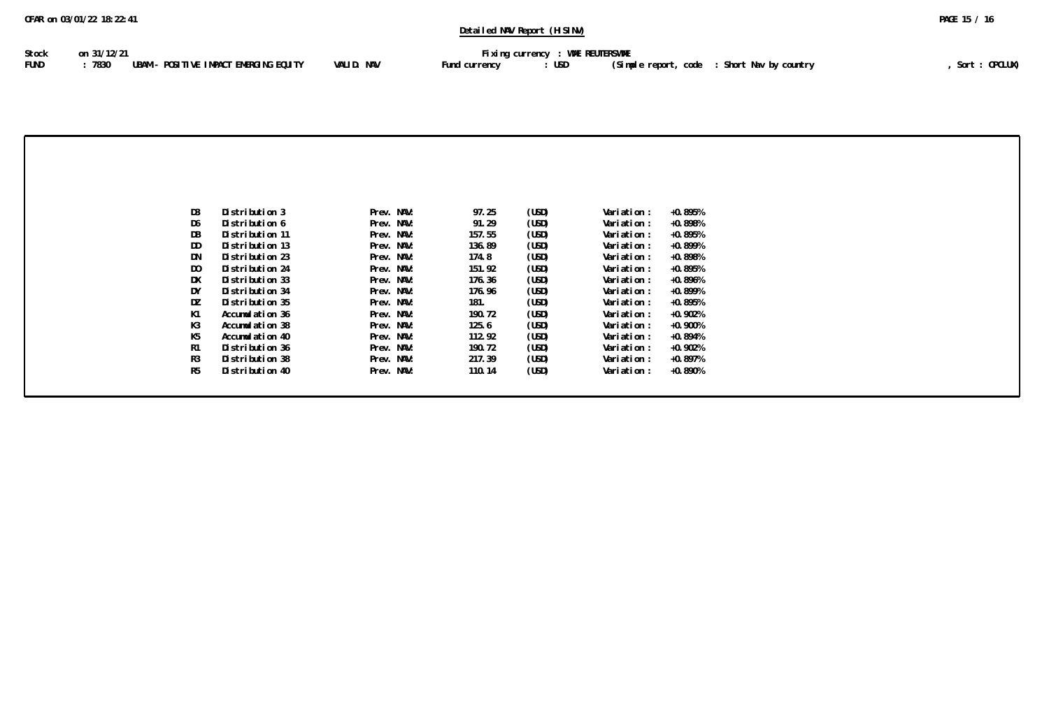CFAR on 03/01/22 18:22:41

**Detailed NAV Report (HISNV)**

Stock on 31/12/21 Fixing currency : VME REUTERSVME

FUND : 7830 UBAM - POSITIVE IMPACT EMERGING EQUITY VALID. NAV Fund currency : USD (Simple report, code : Short Nav by country , Sort : CPCLUX)

| | | | | | | |
|---|---|---|---|---|---|---|
| D3 | Distribution 3 | Prev. NAV: | 97.25 | (USD) | Variation : | +0.895% |
| D6 | Distribution 6 | Prev. NAV: | 91.29 | (USD) | Variation : | +0.898% |
| DB | Distribution 11 | Prev. NAV: | 157.55 | (USD) | Variation : | +0.895% |
| DD | Distribution 13 | Prev. NAV: | 136.89 | (USD) | Variation : | +0.899% |
| DN | Distribution 23 | Prev. NAV: | 174.8 | (USD) | Variation : | +0.898% |
| DO | Distribution 24 | Prev. NAV: | 151.92 | (USD) | Variation : | +0.895% |
| DX | Distribution 33 | Prev. NAV: | 176.36 | (USD) | Variation : | +0.896% |
| DY | Distribution 34 | Prev. NAV: | 176.96 | (USD) | Variation : | +0.899% |
| DZ | Distribution 35 | Prev. NAV: | 181. | (USD) | Variation : | +0.895% |
| K1 | Accumulation 36 | Prev. NAV: | 190.72 | (USD) | Variation : | +0.902% |
| K3 | Accumulation 38 | Prev. NAV: | 125.6 | (USD) | Variation : | +0.900% |
| K5 | Accumulation 40 | Prev. NAV: | 112.92 | (USD) | Variation : | +0.894% |
| R1 | Distribution 36 | Prev. NAV: | 190.72 | (USD) | Variation : | +0.902% |
| R3 | Distribution 38 | Prev. NAV: | 217.39 | (USD) | Variation : | +0.897% |
| R5 | Distribution 40 | Prev. NAV: | 110.14 | (USD) | Variation : | +0.890% |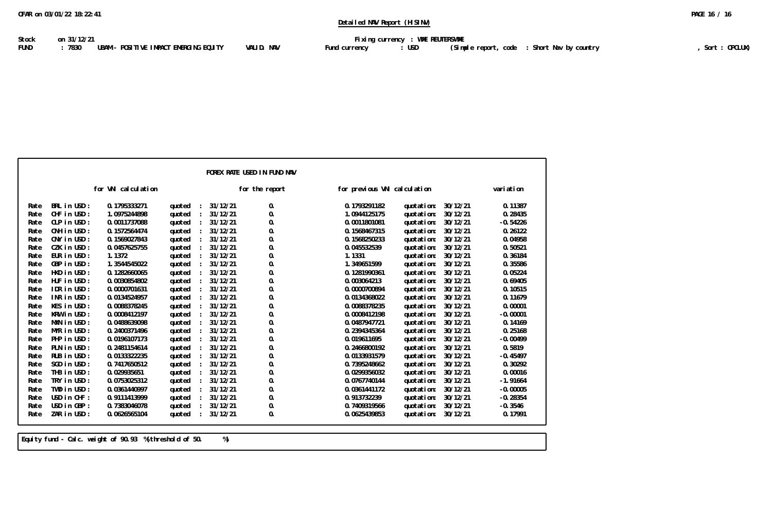OFAR on 03/01/22 18:22:41

**Detailed NAV Report (HISINV)**

Stock on 31/12/21 Fixing currency : VME REUTERSVME

FUND : 7830 UBAM - POSITIVE IMPACT EMERGING EQUITY VALID. NAV Fund currency : USD (Simple report, code : Short Nav by country , Sort : OPCLUX)

**FOREX RATE USED IN FUND NAV**

| | | for VNI calculation | | for the report | for previous VNI calculation | | variation |
|---|---|---|---|---|---|---|---|
| Rate | BRL in USD : | 0.1795333271 | quoted : 31/12/21 | 0. | 0.1793291182 | quotation: 30/12/21 | 0.11387 |
| Rate | CHF in USD : | 1.0975244898 | quoted : 31/12/21 | 0. | 1.0944125175 | quotation: 30/12/21 | 0.28435 |
| Rate | CLP in USD : | 0.0011737088 | quoted : 31/12/21 | 0. | 0.0011801081 | quotation: 30/12/21 | -0.54226 |
| Rate | CNH in USD : | 0.1572564474 | quoted : 31/12/21 | 0. | 0.1568467315 | quotation: 30/12/21 | 0.26122 |
| Rate | CNY in USD : | 0.1569027843 | quoted : 31/12/21 | 0. | 0.1568250233 | quotation: 30/12/21 | 0.04958 |
| Rate | CZK in USD : | 0.0457625755 | quoted : 31/12/21 | 0. | 0.045532539 | quotation: 30/12/21 | 0.50521 |
| Rate | EUR in USD : | 1.1372 | quoted : 31/12/21 | 0. | 1.1331 | quotation: 30/12/21 | 0.36184 |
| Rate | GBP in USD : | 1.3544545022 | quoted : 31/12/21 | 0. | 1.349651599 | quotation: 30/12/21 | 0.35586 |
| Rate | HKD in USD : | 0.1282660065 | quoted : 31/12/21 | 0. | 0.1281990361 | quotation: 30/12/21 | 0.05224 |
| Rate | HUF in USD : | 0.0030854802 | quoted : 31/12/21 | 0. | 0.003064213 | quotation: 30/12/21 | 0.69405 |
| Rate | IDR in USD : | 0.0000701631 | quoted : 31/12/21 | 0. | 0.0000700894 | quotation: 30/12/21 | 0.10515 |
| Rate | INR in USD : | 0.0134524957 | quoted : 31/12/21 | 0. | 0.0134368022 | quotation: 30/12/21 | 0.11679 |
| Rate | KES in USD : | 0.0088378245 | quoted : 31/12/21 | 0. | 0.0088378235 | quotation: 30/12/21 | 0.00001 |
| Rate | KRW in USD : | 0.0008412197 | quoted : 31/12/21 | 0. | 0.0008412198 | quotation: 30/12/21 | -0.00001 |
| Rate | MXN in USD : | 0.0488639098 | quoted : 31/12/21 | 0. | 0.0487947721 | quotation: 30/12/21 | 0.14169 |
| Rate | MYR in USD : | 0.2400371496 | quoted : 31/12/21 | 0. | 0.2394345364 | quotation: 30/12/21 | 0.25168 |
| Rate | PHP in USD : | 0.0196107173 | quoted : 31/12/21 | 0. | 0.019611695 | quotation: 30/12/21 | -0.00499 |
| Rate | PLN in USD : | 0.2481154614 | quoted : 31/12/21 | 0. | 0.2466800192 | quotation: 30/12/21 | 0.5819 |
| Rate | RUB in USD : | 0.0133322235 | quoted : 31/12/21 | 0. | 0.0133931579 | quotation: 30/12/21 | -0.45497 |
| Rate | SGD in USD : | 0.7417650512 | quoted : 31/12/21 | 0. | 0.7395248662 | quotation: 30/12/21 | 0.30292 |
| Rate | THB in USD : | 0.029935651 | quoted : 31/12/21 | 0. | 0.0299356032 | quotation: 30/12/21 | 0.00016 |
| Rate | TRY in USD : | 0.0753025312 | quoted : 31/12/21 | 0. | 0.0767740144 | quotation: 30/12/21 | -1.91664 |
| Rate | TWD in USD : | 0.0361440997 | quoted : 31/12/21 | 0. | 0.0361441172 | quotation: 30/12/21 | -0.00005 |
| Rate | USD in CHF : | 0.9111413999 | quoted : 31/12/21 | 0. | 0.913732239 | quotation: 30/12/21 | -0.28354 |
| Rate | USD in GBP : | 0.7383046078 | quoted : 31/12/21 | 0. | 0.7409319566 | quotation: 30/12/21 | -0.3546 |
| Rate | ZAR in USD : | 0.0626565104 | quoted : 31/12/21 | 0. | 0.0625439853 | quotation: 30/12/21 | 0.17991 |

Equity fund - Calc. weight of 90.93 %(threshold of 50. %)